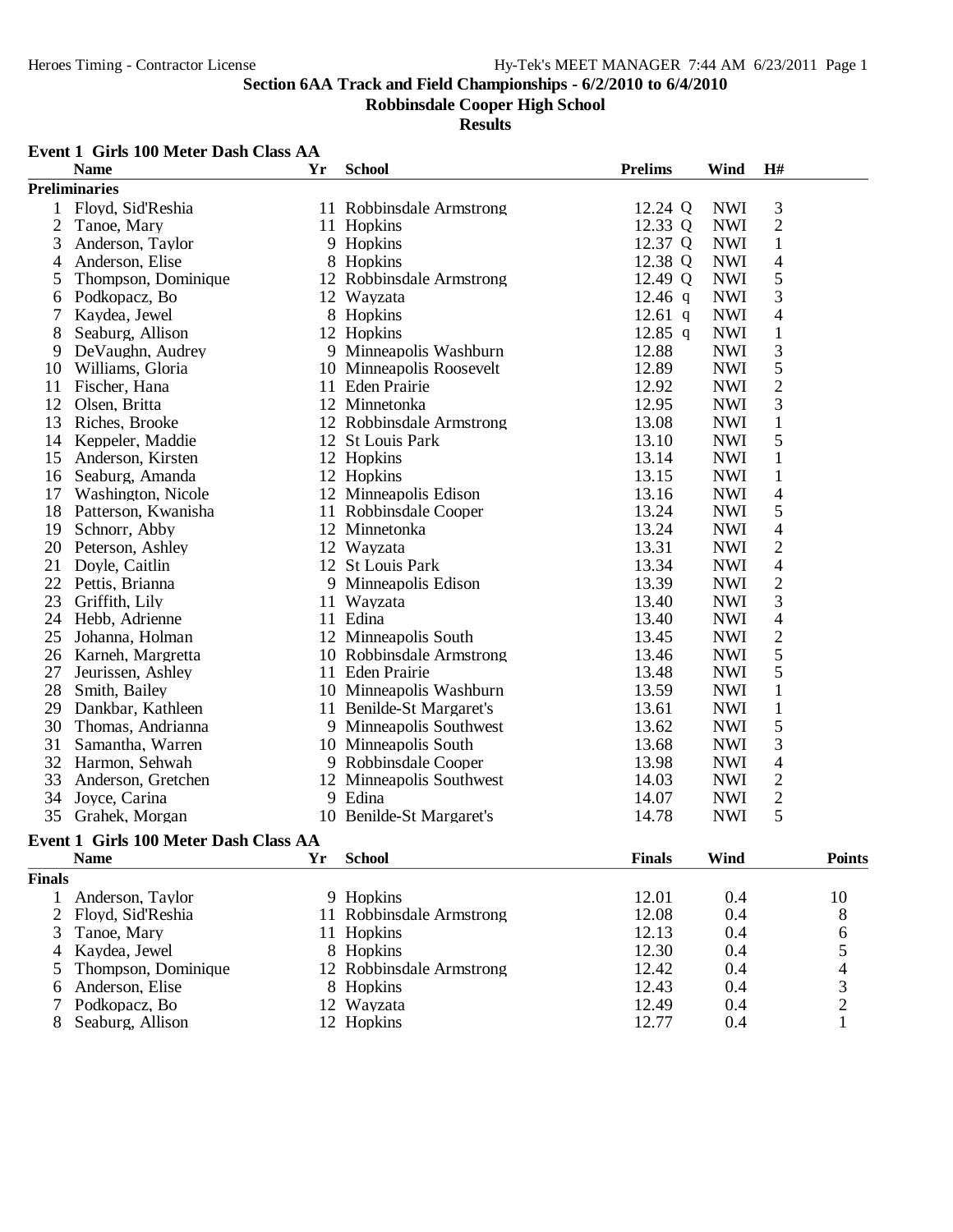# Section 6AA Track and Field Championships - 6/2/2010 to 6/4/2010

## Robbinsdale Cooper High School

### Results

**Event 1 Girls 100 Meter Dash Class AA**

**Preliminaries**

| | Name | Yr | School | Prelims | Wind | H# |
|---|---|---|---|---|---|---|
| 1 | Floyd, Sid'Reshia | 11 | Robbinsdale Armstrong | 12.24 Q | NWI | 3 |
| 2 | Tanoe, Mary | 11 | Hopkins | 12.33 Q | NWI | 2 |
| 3 | Anderson, Taylor | 9 | Hopkins | 12.37 Q | NWI | 1 |
| 4 | Anderson, Elise | 8 | Hopkins | 12.38 Q | NWI | 4 |
| 5 | Thompson, Dominique | 12 | Robbinsdale Armstrong | 12.49 Q | NWI | 5 |
| 6 | Podkopacz, Bo | 12 | Wayzata | 12.46 q | NWI | 3 |
| 7 | Kaydea, Jewel | 8 | Hopkins | 12.61 q | NWI | 4 |
| 8 | Seaburg, Allison | 12 | Hopkins | 12.85 q | NWI | 1 |
| 9 | DeVaughn, Audrey | 9 | Minneapolis Washburn | 12.88 | NWI | 3 |
| 10 | Williams, Gloria | 10 | Minneapolis Roosevelt | 12.89 | NWI | 5 |
| 11 | Fischer, Hana | 11 | Eden Prairie | 12.92 | NWI | 2 |
| 12 | Olsen, Britta | 12 | Minnetonka | 12.95 | NWI | 3 |
| 13 | Riches, Brooke | 12 | Robbinsdale Armstrong | 13.08 | NWI | 1 |
| 14 | Keppeler, Maddie | 12 | St Louis Park | 13.10 | NWI | 5 |
| 15 | Anderson, Kirsten | 12 | Hopkins | 13.14 | NWI | 1 |
| 16 | Seaburg, Amanda | 12 | Hopkins | 13.15 | NWI | 1 |
| 17 | Washington, Nicole | 12 | Minneapolis Edison | 13.16 | NWI | 4 |
| 18 | Patterson, Kwanisha | 11 | Robbinsdale Cooper | 13.24 | NWI | 5 |
| 19 | Schnorr, Abby | 12 | Minnetonka | 13.24 | NWI | 4 |
| 20 | Peterson, Ashley | 12 | Wayzata | 13.31 | NWI | 2 |
| 21 | Doyle, Caitlin | 12 | St Louis Park | 13.34 | NWI | 4 |
| 22 | Pettis, Brianna | 9 | Minneapolis Edison | 13.39 | NWI | 2 |
| 23 | Griffith, Lily | 11 | Wayzata | 13.40 | NWI | 3 |
| 24 | Hebb, Adrienne | 11 | Edina | 13.40 | NWI | 4 |
| 25 | Johanna, Holman | 12 | Minneapolis South | 13.45 | NWI | 2 |
| 26 | Karneh, Margretta | 10 | Robbinsdale Armstrong | 13.46 | NWI | 5 |
| 27 | Jeurissen, Ashley | 11 | Eden Prairie | 13.48 | NWI | 5 |
| 28 | Smith, Bailey | 10 | Minneapolis Washburn | 13.59 | NWI | 1 |
| 29 | Dankbar, Kathleen | 11 | Benilde-St Margaret's | 13.61 | NWI | 1 |
| 30 | Thomas, Andrianna | 9 | Minneapolis Southwest | 13.62 | NWI | 5 |
| 31 | Samantha, Warren | 10 | Minneapolis South | 13.68 | NWI | 3 |
| 32 | Harmon, Sehwah | 9 | Robbinsdale Cooper | 13.98 | NWI | 4 |
| 33 | Anderson, Gretchen | 12 | Minneapolis Southwest | 14.03 | NWI | 2 |
| 34 | Joyce, Carina | 9 | Edina | 14.07 | NWI | 2 |
| 35 | Grahek, Morgan | 10 | Benilde-St Margaret's | 14.78 | NWI | 5 |

**Event 1 Girls 100 Meter Dash Class AA**

**Finals**

| | Name | Yr | School | Finals | Wind | Points |
|---|---|---|---|---|---|---|
| 1 | Anderson, Taylor | 9 | Hopkins | 12.01 | 0.4 | 10 |
| 2 | Floyd, Sid'Reshia | 11 | Robbinsdale Armstrong | 12.08 | 0.4 | 8 |
| 3 | Tanoe, Mary | 11 | Hopkins | 12.13 | 0.4 | 6 |
| 4 | Kaydea, Jewel | 8 | Hopkins | 12.30 | 0.4 | 5 |
| 5 | Thompson, Dominique | 12 | Robbinsdale Armstrong | 12.42 | 0.4 | 4 |
| 6 | Anderson, Elise | 8 | Hopkins | 12.43 | 0.4 | 3 |
| 7 | Podkopacz, Bo | 12 | Wayzata | 12.49 | 0.4 | 2 |
| 8 | Seaburg, Allison | 12 | Hopkins | 12.77 | 0.4 | 1 |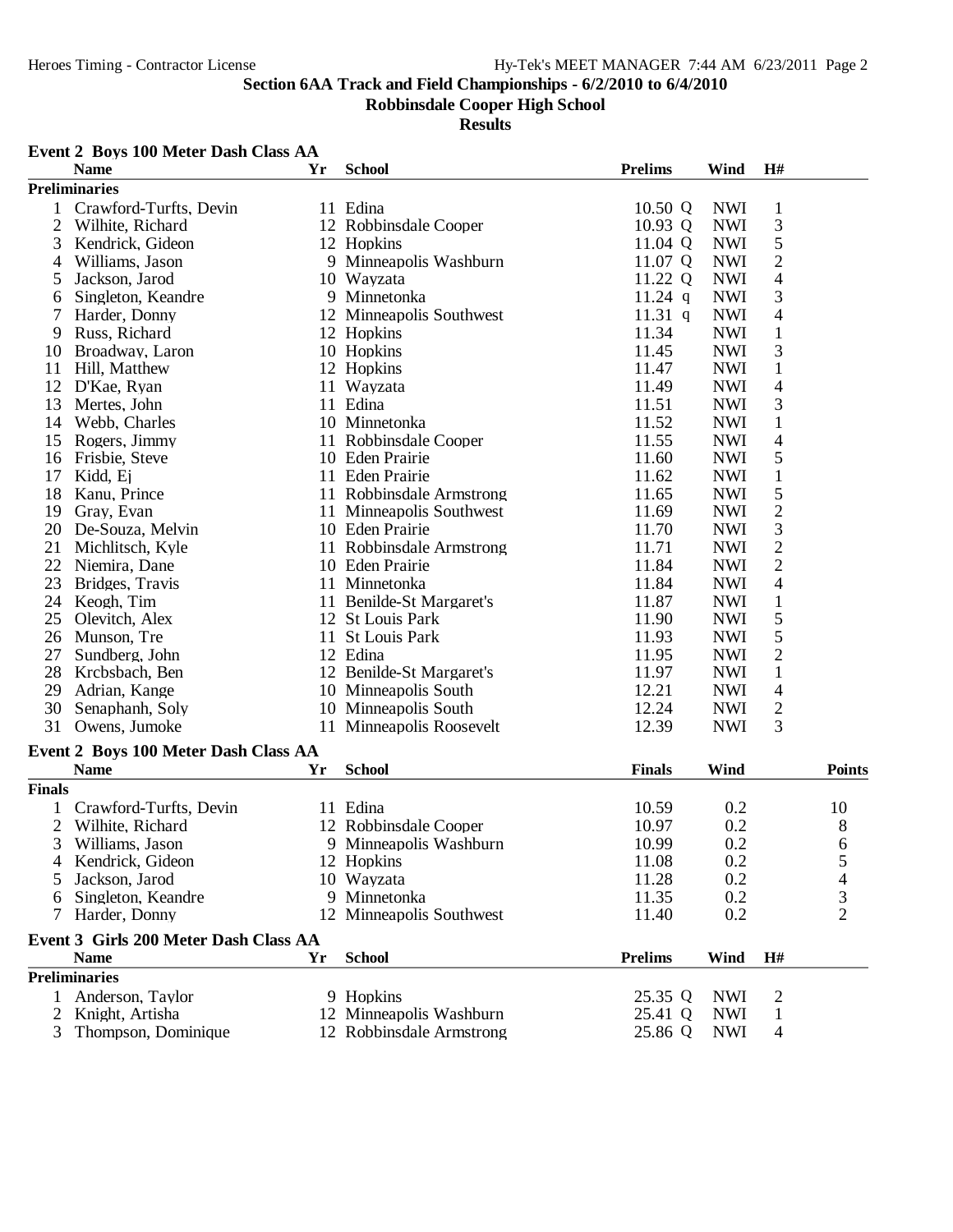**Section 6AA Track and Field Championships - 6/2/2010 to 6/4/2010**

**Robbinsdale Cooper High School**

**Results**

### Event 2 Boys 100 Meter Dash Class AA

**Preliminaries**

| | Name | Yr | School | Prelims | Wind | H# |
|---|---|---|---|---|---|---|
| 1 | Crawford-Turfts, Devin | 11 | Edina | 10.50 Q | NWI | 1 |
| 2 | Wilhite, Richard | 12 | Robbinsdale Cooper | 10.93 Q | NWI | 3 |
| 3 | Kendrick, Gideon | 12 | Hopkins | 11.04 Q | NWI | 5 |
| 4 | Williams, Jason | 9 | Minneapolis Washburn | 11.07 Q | NWI | 2 |
| 5 | Jackson, Jarod | 10 | Wayzata | 11.22 Q | NWI | 4 |
| 6 | Singleton, Keandre | 9 | Minnetonka | 11.24 q | NWI | 3 |
| 7 | Harder, Donny | 12 | Minneapolis Southwest | 11.31 q | NWI | 4 |
| 9 | Russ, Richard | 12 | Hopkins | 11.34 | NWI | 1 |
| 10 | Broadway, Laron | 10 | Hopkins | 11.45 | NWI | 3 |
| 11 | Hill, Matthew | 12 | Hopkins | 11.47 | NWI | 1 |
| 12 | D'Kae, Ryan | 11 | Wayzata | 11.49 | NWI | 4 |
| 13 | Mertes, John | 11 | Edina | 11.51 | NWI | 3 |
| 14 | Webb, Charles | 10 | Minnetonka | 11.52 | NWI | 1 |
| 15 | Rogers, Jimmy | 11 | Robbinsdale Cooper | 11.55 | NWI | 4 |
| 16 | Frisbie, Steve | 10 | Eden Prairie | 11.60 | NWI | 5 |
| 17 | Kidd, Ej | 11 | Eden Prairie | 11.62 | NWI | 1 |
| 18 | Kanu, Prince | 11 | Robbinsdale Armstrong | 11.65 | NWI | 5 |
| 19 | Gray, Evan | 11 | Minneapolis Southwest | 11.69 | NWI | 2 |
| 20 | De-Souza, Melvin | 10 | Eden Prairie | 11.70 | NWI | 3 |
| 21 | Michlitsch, Kyle | 11 | Robbinsdale Armstrong | 11.71 | NWI | 2 |
| 22 | Niemira, Dane | 10 | Eden Prairie | 11.84 | NWI | 2 |
| 23 | Bridges, Travis | 11 | Minnetonka | 11.84 | NWI | 4 |
| 24 | Keogh, Tim | 11 | Benilde-St Margaret's | 11.87 | NWI | 1 |
| 25 | Olevitch, Alex | 12 | St Louis Park | 11.90 | NWI | 5 |
| 26 | Munson, Tre | 11 | St Louis Park | 11.93 | NWI | 5 |
| 27 | Sundberg, John | 12 | Edina | 11.95 | NWI | 2 |
| 28 | Krcbsbach, Ben | 12 | Benilde-St Margaret's | 11.97 | NWI | 1 |
| 29 | Adrian, Kange | 10 | Minneapolis South | 12.21 | NWI | 4 |
| 30 | Senaphanh, Soly | 10 | Minneapolis South | 12.24 | NWI | 2 |
| 31 | Owens, Jumoke | 11 | Minneapolis Roosevelt | 12.39 | NWI | 3 |

### Event 2 Boys 100 Meter Dash Class AA

**Finals**

| | Name | Yr | School | Finals | Wind | Points |
|---|---|---|---|---|---|---|
| 1 | Crawford-Turfts, Devin | 11 | Edina | 10.59 | 0.2 | 10 |
| 2 | Wilhite, Richard | 12 | Robbinsdale Cooper | 10.97 | 0.2 | 8 |
| 3 | Williams, Jason | 9 | Minneapolis Washburn | 10.99 | 0.2 | 6 |
| 4 | Kendrick, Gideon | 12 | Hopkins | 11.08 | 0.2 | 5 |
| 5 | Jackson, Jarod | 10 | Wayzata | 11.28 | 0.2 | 4 |
| 6 | Singleton, Keandre | 9 | Minnetonka | 11.35 | 0.2 | 3 |
| 7 | Harder, Donny | 12 | Minneapolis Southwest | 11.40 | 0.2 | 2 |

### Event 3 Girls 200 Meter Dash Class AA

**Preliminaries**

| | Name | Yr | School | Prelims | Wind | H# |
|---|---|---|---|---|---|---|
| 1 | Anderson, Taylor | 9 | Hopkins | 25.35 Q | NWI | 2 |
| 2 | Knight, Artisha | 12 | Minneapolis Washburn | 25.41 Q | NWI | 1 |
| 3 | Thompson, Dominique | 12 | Robbinsdale Armstrong | 25.86 Q | NWI | 4 |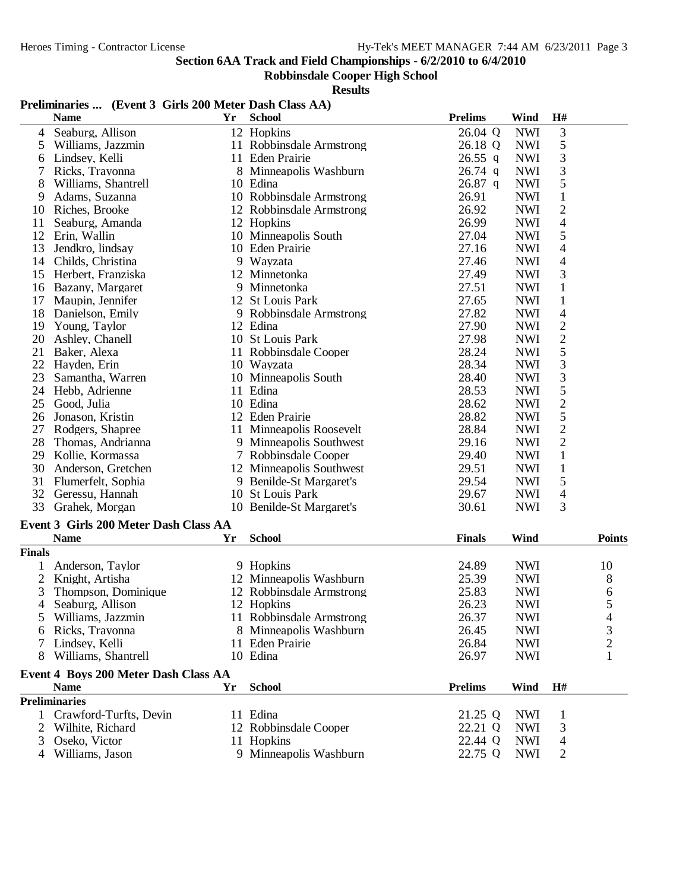## Section 6AA Track and Field Championships - 6/2/2010 to 6/4/2010

### Robbinsdale Cooper High School

### Results

**Preliminaries ... (Event 3 Girls 200 Meter Dash Class AA)**

| | Name | Yr | School | Prelims | Wind | H# |
|---|---|---|---|---|---|---|
| 4 | Seaburg, Allison | 12 | Hopkins | 26.04 Q | NWI | 3 |
| 5 | Williams, Jazzmin | 11 | Robbinsdale Armstrong | 26.18 Q | NWI | 5 |
| 6 | Lindsey, Kelli | 11 | Eden Prairie | 26.55 q | NWI | 3 |
| 7 | Ricks, Trayonna | 8 | Minneapolis Washburn | 26.74 q | NWI | 3 |
| 8 | Williams, Shantrell | 10 | Edina | 26.87 q | NWI | 5 |
| 9 | Adams, Suzanna | 10 | Robbinsdale Armstrong | 26.91 | NWI | 1 |
| 10 | Riches, Brooke | 12 | Robbinsdale Armstrong | 26.92 | NWI | 2 |
| 11 | Seaburg, Amanda | 12 | Hopkins | 26.99 | NWI | 4 |
| 12 | Erin, Wallin | 10 | Minneapolis South | 27.04 | NWI | 5 |
| 13 | Jendkro, lindsay | 10 | Eden Prairie | 27.16 | NWI | 4 |
| 14 | Childs, Christina | 9 | Wayzata | 27.46 | NWI | 4 |
| 15 | Herbert, Franziska | 12 | Minnetonka | 27.49 | NWI | 3 |
| 16 | Bazany, Margaret | 9 | Minnetonka | 27.51 | NWI | 1 |
| 17 | Maupin, Jennifer | 12 | St Louis Park | 27.65 | NWI | 1 |
| 18 | Danielson, Emily | 9 | Robbinsdale Armstrong | 27.82 | NWI | 4 |
| 19 | Young, Taylor | 12 | Edina | 27.90 | NWI | 2 |
| 20 | Ashley, Chanell | 10 | St Louis Park | 27.98 | NWI | 2 |
| 21 | Baker, Alexa | 11 | Robbinsdale Cooper | 28.24 | NWI | 5 |
| 22 | Hayden, Erin | 10 | Wayzata | 28.34 | NWI | 3 |
| 23 | Samantha, Warren | 10 | Minneapolis South | 28.40 | NWI | 3 |
| 24 | Hebb, Adrienne | 11 | Edina | 28.53 | NWI | 5 |
| 25 | Good, Julia | 10 | Edina | 28.62 | NWI | 2 |
| 26 | Jonason, Kristin | 12 | Eden Prairie | 28.82 | NWI | 5 |
| 27 | Rodgers, Shapree | 11 | Minneapolis Roosevelt | 28.84 | NWI | 2 |
| 28 | Thomas, Andrianna | 9 | Minneapolis Southwest | 29.16 | NWI | 2 |
| 29 | Kollie, Kormassa | 7 | Robbinsdale Cooper | 29.40 | NWI | 1 |
| 30 | Anderson, Gretchen | 12 | Minneapolis Southwest | 29.51 | NWI | 1 |
| 31 | Flumerfelt, Sophia | 9 | Benilde-St Margaret's | 29.54 | NWI | 5 |
| 32 | Geressu, Hannah | 10 | St Louis Park | 29.67 | NWI | 4 |
| 33 | Grahek, Morgan | 10 | Benilde-St Margaret's | 30.61 | NWI | 3 |

**Event 3 Girls 200 Meter Dash Class AA**

| | Name | Yr | School | Finals | Wind | Points |
|---|---|---|---|---|---|---|
| **Finals** | | | | | | |
| 1 | Anderson, Taylor | 9 | Hopkins | 24.89 | NWI | 10 |
| 2 | Knight, Artisha | 12 | Minneapolis Washburn | 25.39 | NWI | 8 |
| 3 | Thompson, Dominique | 12 | Robbinsdale Armstrong | 25.83 | NWI | 6 |
| 4 | Seaburg, Allison | 12 | Hopkins | 26.23 | NWI | 5 |
| 5 | Williams, Jazzmin | 11 | Robbinsdale Armstrong | 26.37 | NWI | 4 |
| 6 | Ricks, Trayonna | 8 | Minneapolis Washburn | 26.45 | NWI | 3 |
| 7 | Lindsey, Kelli | 11 | Eden Prairie | 26.84 | NWI | 2 |
| 8 | Williams, Shantrell | 10 | Edina | 26.97 | NWI | 1 |

**Event 4 Boys 200 Meter Dash Class AA**

| | Name | Yr | School | Prelims | Wind | H# |
|---|---|---|---|---|---|---|
| **Preliminaries** | | | | | | |
| 1 | Crawford-Turfts, Devin | 11 | Edina | 21.25 Q | NWI | 1 |
| 2 | Wilhite, Richard | 12 | Robbinsdale Cooper | 22.21 Q | NWI | 3 |
| 3 | Oseko, Victor | 11 | Hopkins | 22.44 Q | NWI | 4 |
| 4 | Williams, Jason | 9 | Minneapolis Washburn | 22.75 Q | NWI | 2 |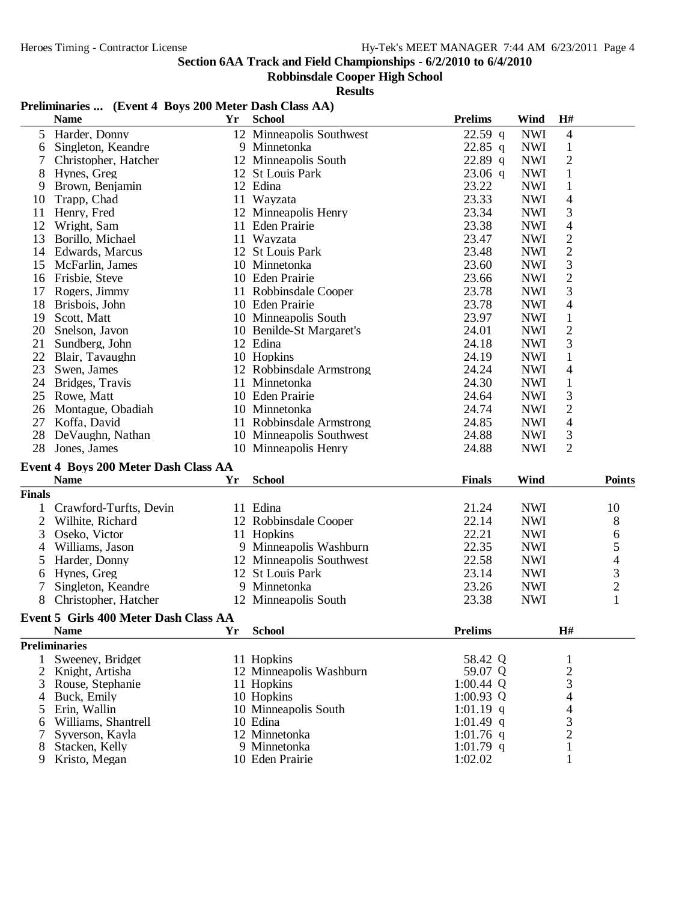# Section 6AA Track and Field Championships - 6/2/2010 to 6/4/2010

## Robbinsdale Cooper High School

### Results

**Preliminaries ... (Event 4 Boys 200 Meter Dash Class AA)**

| | Name | Yr | School | Prelims | Wind | H# |
|---|---|---|---|---|---|---|
| 5 | Harder, Donny | 12 | Minneapolis Southwest | 22.59 q | NWI | 4 |
| 6 | Singleton, Keandre | 9 | Minnetonka | 22.85 q | NWI | 1 |
| 7 | Christopher, Hatcher | 12 | Minneapolis South | 22.89 q | NWI | 2 |
| 8 | Hynes, Greg | 12 | St Louis Park | 23.06 q | NWI | 1 |
| 9 | Brown, Benjamin | 12 | Edina | 23.22 | NWI | 1 |
| 10 | Trapp, Chad | 11 | Wayzata | 23.33 | NWI | 4 |
| 11 | Henry, Fred | 12 | Minneapolis Henry | 23.34 | NWI | 3 |
| 12 | Wright, Sam | 11 | Eden Prairie | 23.38 | NWI | 4 |
| 13 | Borillo, Michael | 11 | Wayzata | 23.47 | NWI | 2 |
| 14 | Edwards, Marcus | 12 | St Louis Park | 23.48 | NWI | 2 |
| 15 | McFarlin, James | 10 | Minnetonka | 23.60 | NWI | 3 |
| 16 | Frisbie, Steve | 10 | Eden Prairie | 23.66 | NWI | 2 |
| 17 | Rogers, Jimmy | 11 | Robbinsdale Cooper | 23.78 | NWI | 3 |
| 18 | Brisbois, John | 10 | Eden Prairie | 23.78 | NWI | 4 |
| 19 | Scott, Matt | 10 | Minneapolis South | 23.97 | NWI | 1 |
| 20 | Snelson, Javon | 10 | Benilde-St Margaret's | 24.01 | NWI | 2 |
| 21 | Sundberg, John | 12 | Edina | 24.18 | NWI | 3 |
| 22 | Blair, Tavaughn | 10 | Hopkins | 24.19 | NWI | 1 |
| 23 | Swen, James | 12 | Robbinsdale Armstrong | 24.24 | NWI | 4 |
| 24 | Bridges, Travis | 11 | Minnetonka | 24.30 | NWI | 1 |
| 25 | Rowe, Matt | 10 | Eden Prairie | 24.64 | NWI | 3 |
| 26 | Montague, Obadiah | 10 | Minnetonka | 24.74 | NWI | 2 |
| 27 | Koffa, David | 11 | Robbinsdale Armstrong | 24.85 | NWI | 4 |
| 28 | DeVaughn, Nathan | 10 | Minneapolis Southwest | 24.88 | NWI | 3 |
| 28 | Jones, James | 10 | Minneapolis Henry | 24.88 | NWI | 2 |

**Event 4 Boys 200 Meter Dash Class AA**

**Finals**

| | Name | Yr | School | Finals | Wind | Points |
|---|---|---|---|---|---|---|
| 1 | Crawford-Turfts, Devin | 11 | Edina | 21.24 | NWI | 10 |
| 2 | Wilhite, Richard | 12 | Robbinsdale Cooper | 22.14 | NWI | 8 |
| 3 | Oseko, Victor | 11 | Hopkins | 22.21 | NWI | 6 |
| 4 | Williams, Jason | 9 | Minneapolis Washburn | 22.35 | NWI | 5 |
| 5 | Harder, Donny | 12 | Minneapolis Southwest | 22.58 | NWI | 4 |
| 6 | Hynes, Greg | 12 | St Louis Park | 23.14 | NWI | 3 |
| 7 | Singleton, Keandre | 9 | Minnetonka | 23.26 | NWI | 2 |
| 8 | Christopher, Hatcher | 12 | Minneapolis South | 23.38 | NWI | 1 |

**Event 5 Girls 400 Meter Dash Class AA**

**Preliminaries**

| | Name | Yr | School | Prelims | H# |
|---|---|---|---|---|---|
| 1 | Sweeney, Bridget | 11 | Hopkins | 58.42 Q | 1 |
| 2 | Knight, Artisha | 12 | Minneapolis Washburn | 59.07 Q | 2 |
| 3 | Rouse, Stephanie | 11 | Hopkins | 1:00.44 Q | 3 |
| 4 | Buck, Emily | 10 | Hopkins | 1:00.93 Q | 4 |
| 5 | Erin, Wallin | 10 | Minneapolis South | 1:01.19 q | 4 |
| 6 | Williams, Shantrell | 10 | Edina | 1:01.49 q | 3 |
| 7 | Syverson, Kayla | 12 | Minnetonka | 1:01.76 q | 2 |
| 8 | Stacken, Kelly | 9 | Minnetonka | 1:01.79 q | 1 |
| 9 | Kristo, Megan | 10 | Eden Prairie | 1:02.02 | 1 |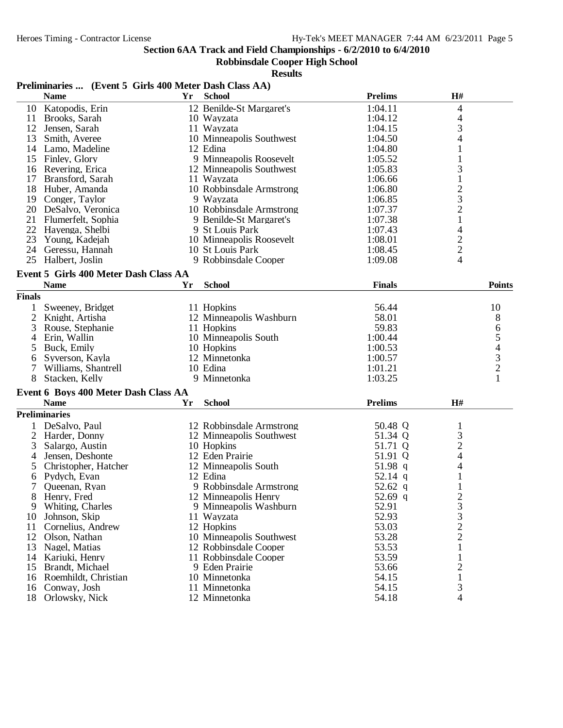**Section 6AA Track and Field Championships - 6/2/2010 to 6/4/2010**

**Robbinsdale Cooper High School**

**Results**

**Preliminaries ... (Event 5 Girls 400 Meter Dash Class AA)**

| | Name | Yr | School | Prelims | H# |
|---|---|---|---|---|---|
| 10 | Katopodis, Erin | 12 | Benilde-St Margaret's | 1:04.11 | 4 |
| 11 | Brooks, Sarah | 10 | Wayzata | 1:04.12 | 4 |
| 12 | Jensen, Sarah | 11 | Wayzata | 1:04.15 | 3 |
| 13 | Smith, Averee | 10 | Minneapolis Southwest | 1:04.50 | 4 |
| 14 | Lamo, Madeline | 12 | Edina | 1:04.80 | 1 |
| 15 | Finley, Glory | 9 | Minneapolis Roosevelt | 1:05.52 | 1 |
| 16 | Revering, Erica | 12 | Minneapolis Southwest | 1:05.83 | 3 |
| 17 | Bransford, Sarah | 11 | Wayzata | 1:06.66 | 1 |
| 18 | Huber, Amanda | 10 | Robbinsdale Armstrong | 1:06.80 | 2 |
| 19 | Conger, Taylor | 9 | Wayzata | 1:06.85 | 3 |
| 20 | DeSalvo, Veronica | 10 | Robbinsdale Armstrong | 1:07.37 | 2 |
| 21 | Flumerfelt, Sophia | 9 | Benilde-St Margaret's | 1:07.38 | 1 |
| 22 | Hayenga, Shelbi | 9 | St Louis Park | 1:07.43 | 4 |
| 23 | Young, Kadejah | 10 | Minneapolis Roosevelt | 1:08.01 | 2 |
| 24 | Geressu, Hannah | 10 | St Louis Park | 1:08.45 | 2 |
| 25 | Halbert, Joslin | 9 | Robbinsdale Cooper | 1:09.08 | 4 |

**Event 5 Girls 400 Meter Dash Class AA**

| | Name | Yr | School | Finals | Points |
|---|---|---|---|---|---|
| **Finals** | | | | | |
| 1 | Sweeney, Bridget | 11 | Hopkins | 56.44 | 10 |
| 2 | Knight, Artisha | 12 | Minneapolis Washburn | 58.01 | 8 |
| 3 | Rouse, Stephanie | 11 | Hopkins | 59.83 | 6 |
| 4 | Erin, Wallin | 10 | Minneapolis South | 1:00.44 | 5 |
| 5 | Buck, Emily | 10 | Hopkins | 1:00.53 | 4 |
| 6 | Syverson, Kayla | 12 | Minnetonka | 1:00.57 | 3 |
| 7 | Williams, Shantrell | 10 | Edina | 1:01.21 | 2 |
| 8 | Stacken, Kelly | 9 | Minnetonka | 1:03.25 | 1 |

**Event 6 Boys 400 Meter Dash Class AA**

| | Name | Yr | School | Prelims | H# |
|---|---|---|---|---|---|
| **Preliminaries** | | | | | |
| 1 | DeSalvo, Paul | 12 | Robbinsdale Armstrong | 50.48 Q | 1 |
| 2 | Harder, Donny | 12 | Minneapolis Southwest | 51.34 Q | 3 |
| 3 | Salargo, Austin | 10 | Hopkins | 51.71 Q | 2 |
| 4 | Jensen, Deshonte | 12 | Eden Prairie | 51.91 Q | 4 |
| 5 | Christopher, Hatcher | 12 | Minneapolis South | 51.98 q | 4 |
| 6 | Pydych, Evan | 12 | Edina | 52.14 q | 1 |
| 7 | Queenan, Ryan | 9 | Robbinsdale Armstrong | 52.62 q | 1 |
| 8 | Henry, Fred | 12 | Minneapolis Henry | 52.69 q | 2 |
| 9 | Whiting, Charles | 9 | Minneapolis Washburn | 52.91 | 3 |
| 10 | Johnson, Skip | 11 | Wayzata | 52.93 | 3 |
| 11 | Cornelius, Andrew | 12 | Hopkins | 53.03 | 2 |
| 12 | Olson, Nathan | 10 | Minneapolis Southwest | 53.28 | 2 |
| 13 | Nagel, Matias | 12 | Robbinsdale Cooper | 53.53 | 1 |
| 14 | Kariuki, Henry | 11 | Robbinsdale Cooper | 53.59 | 1 |
| 15 | Brandt, Michael | 9 | Eden Prairie | 53.66 | 2 |
| 16 | Roemhildt, Christian | 10 | Minnetonka | 54.15 | 1 |
| 16 | Conway, Josh | 11 | Minnetonka | 54.15 | 3 |
| 18 | Orlowsky, Nick | 12 | Minnetonka | 54.18 | 4 |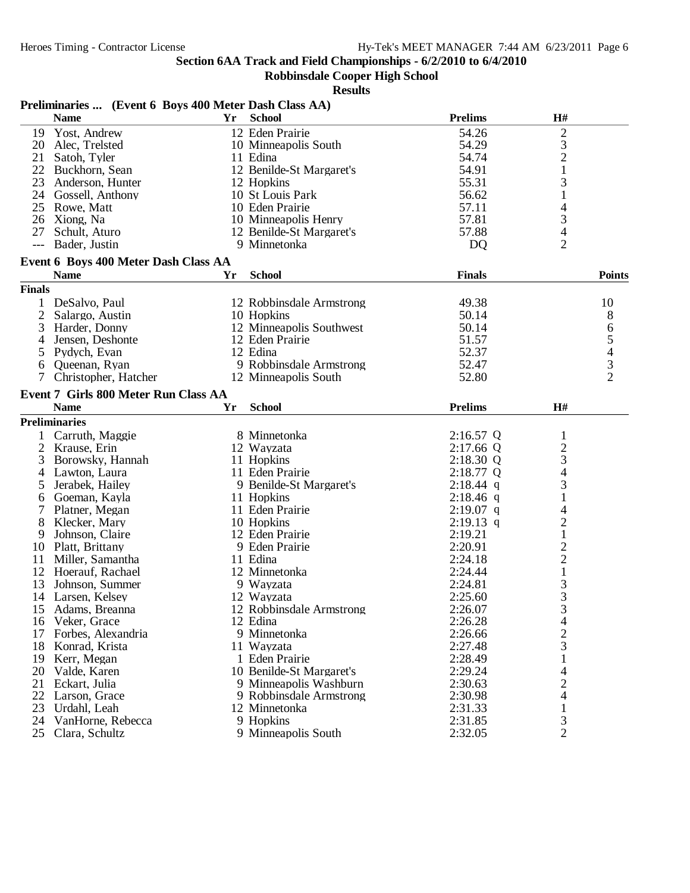## Section 6AA Track and Field Championships - 6/2/2010 to 6/4/2010

### Robbinsdale Cooper High School

### Results

**Preliminaries ... (Event 6 Boys 400 Meter Dash Class AA)**

| | Name | Yr | School | Prelims | H# |
|---|---|---|---|---|---|
| 19 | Yost, Andrew | 12 | Eden Prairie | 54.26 | 2 |
| 20 | Alec, Trelsted | 10 | Minneapolis South | 54.29 | 3 |
| 21 | Satoh, Tyler | 11 | Edina | 54.74 | 2 |
| 22 | Buckhorn, Sean | 12 | Benilde-St Margaret's | 54.91 | 1 |
| 23 | Anderson, Hunter | 12 | Hopkins | 55.31 | 3 |
| 24 | Gossell, Anthony | 10 | St Louis Park | 56.62 | 1 |
| 25 | Rowe, Matt | 10 | Eden Prairie | 57.11 | 4 |
| 26 | Xiong, Na | 10 | Minneapolis Henry | 57.81 | 3 |
| 27 | Schult, Aturo | 12 | Benilde-St Margaret's | 57.88 | 4 |
| --- | Bader, Justin | 9 | Minnetonka | DQ | 2 |

**Event 6 Boys 400 Meter Dash Class AA**

| | Name | Yr | School | Finals | Points |
|---|---|---|---|---|---|
| **Finals** | | | | | |
| 1 | DeSalvo, Paul | 12 | Robbinsdale Armstrong | 49.38 | 10 |
| 2 | Salargo, Austin | 10 | Hopkins | 50.14 | 8 |
| 3 | Harder, Donny | 12 | Minneapolis Southwest | 50.14 | 6 |
| 4 | Jensen, Deshonte | 12 | Eden Prairie | 51.57 | 5 |
| 5 | Pydych, Evan | 12 | Edina | 52.37 | 4 |
| 6 | Queenan, Ryan | 9 | Robbinsdale Armstrong | 52.47 | 3 |
| 7 | Christopher, Hatcher | 12 | Minneapolis South | 52.80 | 2 |

**Event 7 Girls 800 Meter Run Class AA**

| | Name | Yr | School | Prelims | H# |
|---|---|---|---|---|---|
| **Preliminaries** | | | | | |
| 1 | Carruth, Maggie | 8 | Minnetonka | 2:16.57 Q | 1 |
| 2 | Krause, Erin | 12 | Wayzata | 2:17.66 Q | 2 |
| 3 | Borowsky, Hannah | 11 | Hopkins | 2:18.30 Q | 3 |
| 4 | Lawton, Laura | 11 | Eden Prairie | 2:18.77 Q | 4 |
| 5 | Jerabek, Hailey | 9 | Benilde-St Margaret's | 2:18.44 q | 3 |
| 6 | Goeman, Kayla | 11 | Hopkins | 2:18.46 q | 1 |
| 7 | Platner, Megan | 11 | Eden Prairie | 2:19.07 q | 4 |
| 8 | Klecker, Mary | 10 | Hopkins | 2:19.13 q | 2 |
| 9 | Johnson, Claire | 12 | Eden Prairie | 2:19.21 | 1 |
| 10 | Platt, Brittany | 9 | Eden Prairie | 2:20.91 | 2 |
| 11 | Miller, Samantha | 11 | Edina | 2:24.18 | 2 |
| 12 | Hoerauf, Rachael | 12 | Minnetonka | 2:24.44 | 1 |
| 13 | Johnson, Summer | 9 | Wayzata | 2:24.81 | 3 |
| 14 | Larsen, Kelsey | 12 | Wayzata | 2:25.60 | 3 |
| 15 | Adams, Breanna | 12 | Robbinsdale Armstrong | 2:26.07 | 3 |
| 16 | Veker, Grace | 12 | Edina | 2:26.28 | 4 |
| 17 | Forbes, Alexandria | 9 | Minnetonka | 2:26.66 | 2 |
| 18 | Konrad, Krista | 11 | Wayzata | 2:27.48 | 3 |
| 19 | Kerr, Megan | 1 | Eden Prairie | 2:28.49 | 1 |
| 20 | Valde, Karen | 10 | Benilde-St Margaret's | 2:29.24 | 4 |
| 21 | Eckart, Julia | 9 | Minneapolis Washburn | 2:30.63 | 2 |
| 22 | Larson, Grace | 9 | Robbinsdale Armstrong | 2:30.98 | 4 |
| 23 | Urdahl, Leah | 12 | Minnetonka | 2:31.33 | 1 |
| 24 | VanHorne, Rebecca | 9 | Hopkins | 2:31.85 | 3 |
| 25 | Clara, Schultz | 9 | Minneapolis South | 2:32.05 | 2 |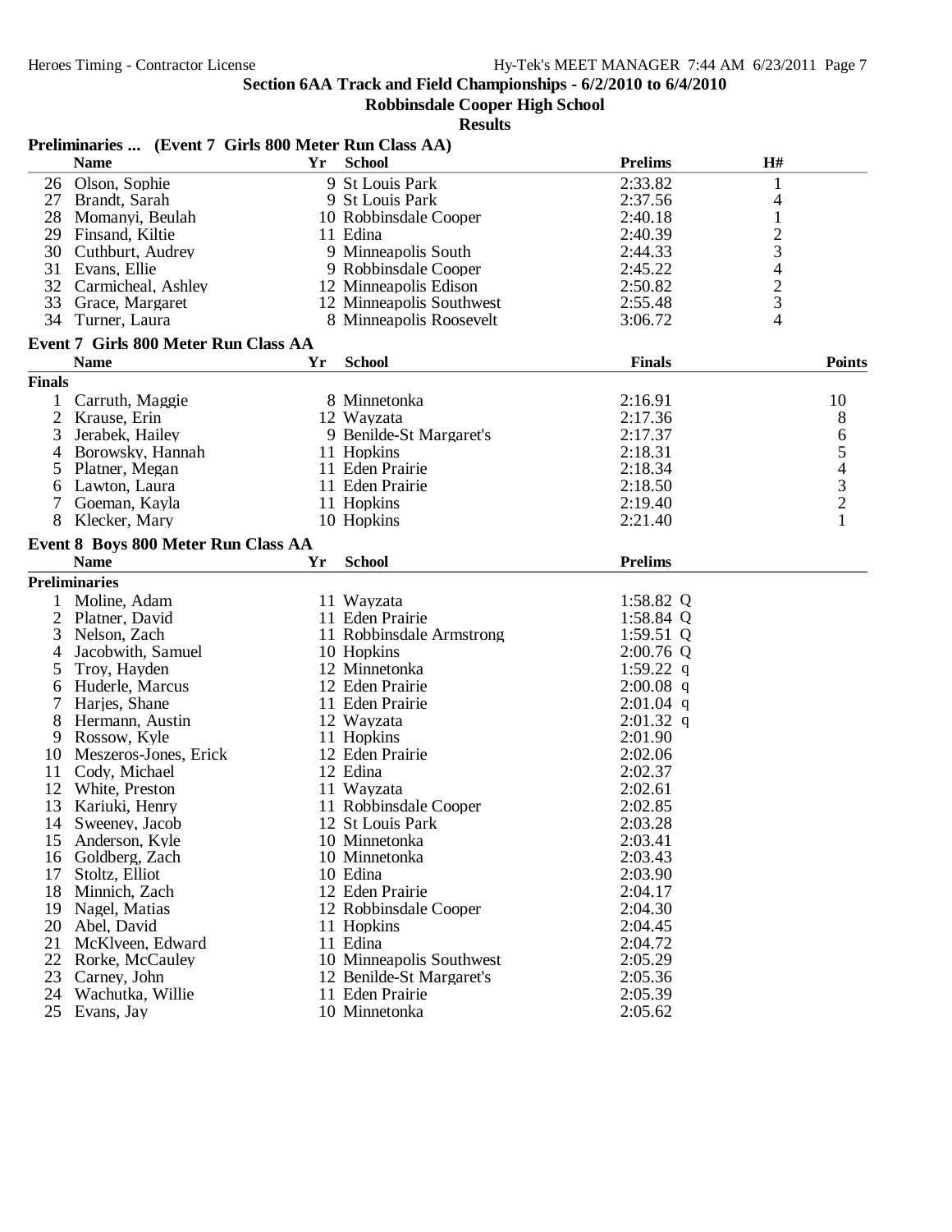**Section 6AA Track and Field Championships - 6/2/2010 to 6/4/2010**

**Robbinsdale Cooper High School**

**Results**

### Preliminaries ... (Event 7 Girls 800 Meter Run Class AA)

| | Name | Yr | School | Prelims | H# |
|---|---|---|---|---|---|
| 26 | Olson, Sophie | 9 | St Louis Park | 2:33.82 | 1 |
| 27 | Brandt, Sarah | 9 | St Louis Park | 2:37.56 | 4 |
| 28 | Momanyi, Beulah | 10 | Robbinsdale Cooper | 2:40.18 | 1 |
| 29 | Finsand, Kiltie | 11 | Edina | 2:40.39 | 2 |
| 30 | Cuthburt, Audrey | 9 | Minneapolis South | 2:44.33 | 3 |
| 31 | Evans, Ellie | 9 | Robbinsdale Cooper | 2:45.22 | 4 |
| 32 | Carmicheal, Ashley | 12 | Minneapolis Edison | 2:50.82 | 2 |
| 33 | Grace, Margaret | 12 | Minneapolis Southwest | 2:55.48 | 3 |
| 34 | Turner, Laura | 8 | Minneapolis Roosevelt | 3:06.72 | 4 |

### Event 7 Girls 800 Meter Run Class AA

| | Name | Yr | School | Finals | Points |
|---|---|---|---|---|---|
| **Finals** | | | | | |
| 1 | Carruth, Maggie | 8 | Minnetonka | 2:16.91 | 10 |
| 2 | Krause, Erin | 12 | Wayzata | 2:17.36 | 8 |
| 3 | Jerabek, Hailey | 9 | Benilde-St Margaret's | 2:17.37 | 6 |
| 4 | Borowsky, Hannah | 11 | Hopkins | 2:18.31 | 5 |
| 5 | Platner, Megan | 11 | Eden Prairie | 2:18.34 | 4 |
| 6 | Lawton, Laura | 11 | Eden Prairie | 2:18.50 | 3 |
| 7 | Goeman, Kayla | 11 | Hopkins | 2:19.40 | 2 |
| 8 | Klecker, Mary | 10 | Hopkins | 2:21.40 | 1 |

### Event 8 Boys 800 Meter Run Class AA

| | Name | Yr | School | Prelims |
|---|---|---|---|---|
| **Preliminaries** | | | | |
| 1 | Moline, Adam | 11 | Wayzata | 1:58.82 Q |
| 2 | Platner, David | 11 | Eden Prairie | 1:58.84 Q |
| 3 | Nelson, Zach | 11 | Robbinsdale Armstrong | 1:59.51 Q |
| 4 | Jacobwith, Samuel | 10 | Hopkins | 2:00.76 Q |
| 5 | Troy, Hayden | 12 | Minnetonka | 1:59.22 q |
| 6 | Huderle, Marcus | 12 | Eden Prairie | 2:00.08 q |
| 7 | Harjes, Shane | 11 | Eden Prairie | 2:01.04 q |
| 8 | Hermann, Austin | 12 | Wayzata | 2:01.32 q |
| 9 | Rossow, Kyle | 11 | Hopkins | 2:01.90 |
| 10 | Meszeros-Jones, Erick | 12 | Eden Prairie | 2:02.06 |
| 11 | Cody, Michael | 12 | Edina | 2:02.37 |
| 12 | White, Preston | 11 | Wayzata | 2:02.61 |
| 13 | Kariuki, Henry | 11 | Robbinsdale Cooper | 2:02.85 |
| 14 | Sweeney, Jacob | 12 | St Louis Park | 2:03.28 |
| 15 | Anderson, Kyle | 10 | Minnetonka | 2:03.41 |
| 16 | Goldberg, Zach | 10 | Minnetonka | 2:03.43 |
| 17 | Stoltz, Elliot | 10 | Edina | 2:03.90 |
| 18 | Minnich, Zach | 12 | Eden Prairie | 2:04.17 |
| 19 | Nagel, Matias | 12 | Robbinsdale Cooper | 2:04.30 |
| 20 | Abel, David | 11 | Hopkins | 2:04.45 |
| 21 | McKlveen, Edward | 11 | Edina | 2:04.72 |
| 22 | Rorke, McCauley | 10 | Minneapolis Southwest | 2:05.29 |
| 23 | Carney, John | 12 | Benilde-St Margaret's | 2:05.36 |
| 24 | Wachutka, Willie | 11 | Eden Prairie | 2:05.39 |
| 25 | Evans, Jay | 10 | Minnetonka | 2:05.62 |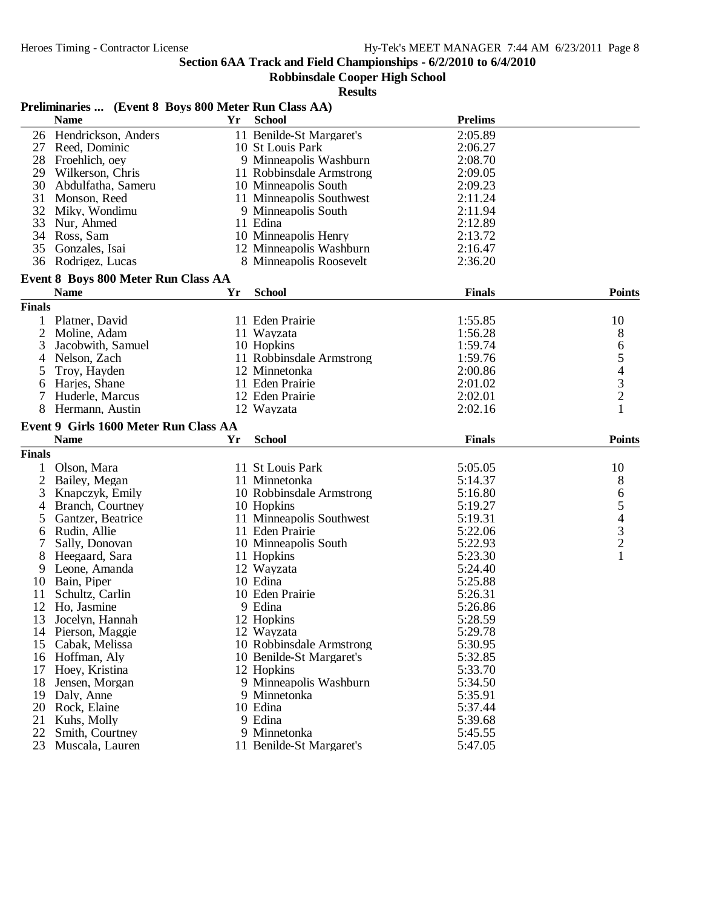**Section 6AA Track and Field Championships - 6/2/2010 to 6/4/2010**

**Robbinsdale Cooper High School**

**Results**

**Preliminaries ... (Event 8 Boys 800 Meter Run Class AA)**

| | Name | Yr | School | Prelims |
|---|---|---|---|---|
| 26 | Hendrickson, Anders | 11 | Benilde-St Margaret's | 2:05.89 |
| 27 | Reed, Dominic | 10 | St Louis Park | 2:06.27 |
| 28 | Froehlich, oey | 9 | Minneapolis Washburn | 2:08.70 |
| 29 | Wilkerson, Chris | 11 | Robbinsdale Armstrong | 2:09.05 |
| 30 | Abdulfatha, Sameru | 10 | Minneapolis South | 2:09.23 |
| 31 | Monson, Reed | 11 | Minneapolis Southwest | 2:11.24 |
| 32 | Miky, Wondimu | 9 | Minneapolis South | 2:11.94 |
| 33 | Nur, Ahmed | 11 | Edina | 2:12.89 |
| 34 | Ross, Sam | 10 | Minneapolis Henry | 2:13.72 |
| 35 | Gonzales, Isai | 12 | Minneapolis Washburn | 2:16.47 |
| 36 | Rodrigez, Lucas | 8 | Minneapolis Roosevelt | 2:36.20 |

**Event 8 Boys 800 Meter Run Class AA**

| | Name | Yr | School | Finals | Points |
|---|---|---|---|---|---|
| **Finals** | | | | | |
| 1 | Platner, David | 11 | Eden Prairie | 1:55.85 | 10 |
| 2 | Moline, Adam | 11 | Wayzata | 1:56.28 | 8 |
| 3 | Jacobwith, Samuel | 10 | Hopkins | 1:59.74 | 6 |
| 4 | Nelson, Zach | 11 | Robbinsdale Armstrong | 1:59.76 | 5 |
| 5 | Troy, Hayden | 12 | Minnetonka | 2:00.86 | 4 |
| 6 | Harjes, Shane | 11 | Eden Prairie | 2:01.02 | 3 |
| 7 | Huderle, Marcus | 12 | Eden Prairie | 2:02.01 | 2 |
| 8 | Hermann, Austin | 12 | Wayzata | 2:02.16 | 1 |

**Event 9 Girls 1600 Meter Run Class AA**

| | Name | Yr | School | Finals | Points |
|---|---|---|---|---|---|
| **Finals** | | | | | |
| 1 | Olson, Mara | 11 | St Louis Park | 5:05.05 | 10 |
| 2 | Bailey, Megan | 11 | Minnetonka | 5:14.37 | 8 |
| 3 | Knapczyk, Emily | 10 | Robbinsdale Armstrong | 5:16.80 | 6 |
| 4 | Branch, Courtney | 10 | Hopkins | 5:19.27 | 5 |
| 5 | Gantzer, Beatrice | 11 | Minneapolis Southwest | 5:19.31 | 4 |
| 6 | Rudin, Allie | 11 | Eden Prairie | 5:22.06 | 3 |
| 7 | Sally, Donovan | 10 | Minneapolis South | 5:22.93 | 2 |
| 8 | Heegaard, Sara | 11 | Hopkins | 5:23.30 | 1 |
| 9 | Leone, Amanda | 12 | Wayzata | 5:24.40 | |
| 10 | Bain, Piper | 10 | Edina | 5:25.88 | |
| 11 | Schultz, Carlin | 10 | Eden Prairie | 5:26.31 | |
| 12 | Ho, Jasmine | 9 | Edina | 5:26.86 | |
| 13 | Jocelyn, Hannah | 12 | Hopkins | 5:28.59 | |
| 14 | Pierson, Maggie | 12 | Wayzata | 5:29.78 | |
| 15 | Cabak, Melissa | 10 | Robbinsdale Armstrong | 5:30.95 | |
| 16 | Hoffman, Aly | 10 | Benilde-St Margaret's | 5:32.85 | |
| 17 | Hoey, Kristina | 12 | Hopkins | 5:33.70 | |
| 18 | Jensen, Morgan | 9 | Minneapolis Washburn | 5:34.50 | |
| 19 | Daly, Anne | 9 | Minnetonka | 5:35.91 | |
| 20 | Rock, Elaine | 10 | Edina | 5:37.44 | |
| 21 | Kuhs, Molly | 9 | Edina | 5:39.68 | |
| 22 | Smith, Courtney | 9 | Minnetonka | 5:45.55 | |
| 23 | Muscala, Lauren | 11 | Benilde-St Margaret's | 5:47.05 | |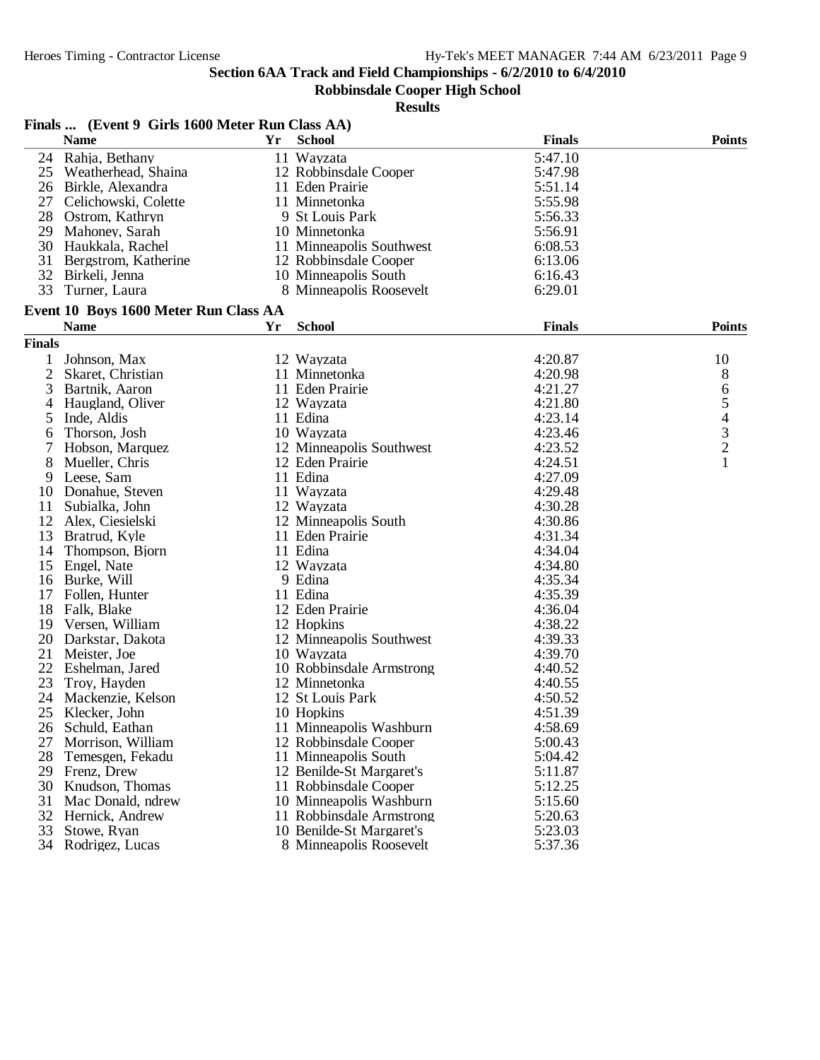**Section 6AA Track and Field Championships - 6/2/2010 to 6/4/2010**

**Robbinsdale Cooper High School**

**Results**

### Finals ... (Event 9 Girls 1600 Meter Run Class AA)

| | Name | Yr | School | Finals | Points |
|---|---|---|---|---|---|
| 24 | Rahja, Bethany | 11 | Wayzata | 5:47.10 | |
| 25 | Weatherhead, Shaina | 12 | Robbinsdale Cooper | 5:47.98 | |
| 26 | Birkle, Alexandra | 11 | Eden Prairie | 5:51.14 | |
| 27 | Celichowski, Colette | 11 | Minnetonka | 5:55.98 | |
| 28 | Ostrom, Kathryn | 9 | St Louis Park | 5:56.33 | |
| 29 | Mahoney, Sarah | 10 | Minnetonka | 5:56.91 | |
| 30 | Haukkala, Rachel | 11 | Minneapolis Southwest | 6:08.53 | |
| 31 | Bergstrom, Katherine | 12 | Robbinsdale Cooper | 6:13.06 | |
| 32 | Birkeli, Jenna | 10 | Minneapolis South | 6:16.43 | |
| 33 | Turner, Laura | 8 | Minneapolis Roosevelt | 6:29.01 | |

### Event 10 Boys 1600 Meter Run Class AA

**Finals**

| | Name | Yr | School | Finals | Points |
|---|---|---|---|---|---|
| 1 | Johnson, Max | 12 | Wayzata | 4:20.87 | 10 |
| 2 | Skaret, Christian | 11 | Minnetonka | 4:20.98 | 8 |
| 3 | Bartnik, Aaron | 11 | Eden Prairie | 4:21.27 | 6 |
| 4 | Haugland, Oliver | 12 | Wayzata | 4:21.80 | 5 |
| 5 | Inde, Aldis | 11 | Edina | 4:23.14 | 4 |
| 6 | Thorson, Josh | 10 | Wayzata | 4:23.46 | 3 |
| 7 | Hobson, Marquez | 12 | Minneapolis Southwest | 4:23.52 | 2 |
| 8 | Mueller, Chris | 12 | Eden Prairie | 4:24.51 | 1 |
| 9 | Leese, Sam | 11 | Edina | 4:27.09 | |
| 10 | Donahue, Steven | 11 | Wayzata | 4:29.48 | |
| 11 | Subialka, John | 12 | Wayzata | 4:30.28 | |
| 12 | Alex, Ciesielski | 12 | Minneapolis South | 4:30.86 | |
| 13 | Bratrud, Kyle | 11 | Eden Prairie | 4:31.34 | |
| 14 | Thompson, Bjorn | 11 | Edina | 4:34.04 | |
| 15 | Engel, Nate | 12 | Wayzata | 4:34.80 | |
| 16 | Burke, Will | 9 | Edina | 4:35.34 | |
| 17 | Follen, Hunter | 11 | Edina | 4:35.39 | |
| 18 | Falk, Blake | 12 | Eden Prairie | 4:36.04 | |
| 19 | Versen, William | 12 | Hopkins | 4:38.22 | |
| 20 | Darkstar, Dakota | 12 | Minneapolis Southwest | 4:39.33 | |
| 21 | Meister, Joe | 10 | Wayzata | 4:39.70 | |
| 22 | Eshelman, Jared | 10 | Robbinsdale Armstrong | 4:40.52 | |
| 23 | Troy, Hayden | 12 | Minnetonka | 4:40.55 | |
| 24 | Mackenzie, Kelson | 12 | St Louis Park | 4:50.52 | |
| 25 | Klecker, John | 10 | Hopkins | 4:51.39 | |
| 26 | Schuld, Eathan | 11 | Minneapolis Washburn | 4:58.69 | |
| 27 | Morrison, William | 12 | Robbinsdale Cooper | 5:00.43 | |
| 28 | Temesgen, Fekadu | 11 | Minneapolis South | 5:04.42 | |
| 29 | Frenz, Drew | 12 | Benilde-St Margaret's | 5:11.87 | |
| 30 | Knudson, Thomas | 11 | Robbinsdale Cooper | 5:12.25 | |
| 31 | Mac Donald, ndrew | 10 | Minneapolis Washburn | 5:15.60 | |
| 32 | Hernick, Andrew | 11 | Robbinsdale Armstrong | 5:20.63 | |
| 33 | Stowe, Ryan | 10 | Benilde-St Margaret's | 5:23.03 | |
| 34 | Rodrigez, Lucas | 8 | Minneapolis Roosevelt | 5:37.36 | |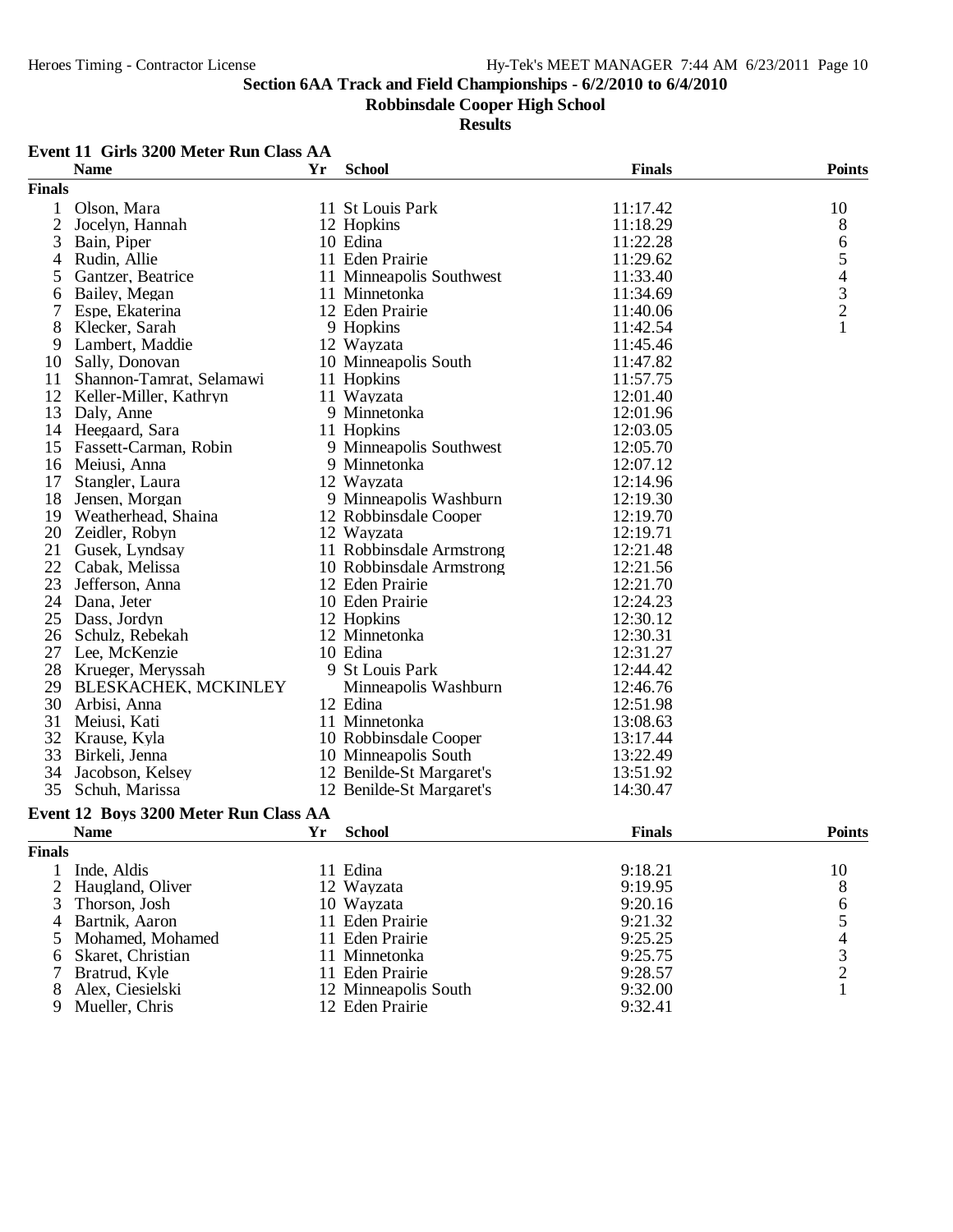**Section 6AA Track and Field Championships - 6/2/2010 to 6/4/2010**

**Robbinsdale Cooper High School**

**Results**

### Event 11 Girls 3200 Meter Run Class AA

| | Name | Yr | School | Finals | Points |
|---|---|---|---|---|---|
| **Finals** | | | | | |
| 1 | Olson, Mara | 11 | St Louis Park | 11:17.42 | 10 |
| 2 | Jocelyn, Hannah | 12 | Hopkins | 11:18.29 | 8 |
| 3 | Bain, Piper | 10 | Edina | 11:22.28 | 6 |
| 4 | Rudin, Allie | 11 | Eden Prairie | 11:29.62 | 5 |
| 5 | Gantzer, Beatrice | 11 | Minneapolis Southwest | 11:33.40 | 4 |
| 6 | Bailey, Megan | 11 | Minnetonka | 11:34.69 | 3 |
| 7 | Espe, Ekaterina | 12 | Eden Prairie | 11:40.06 | 2 |
| 8 | Klecker, Sarah | 9 | Hopkins | 11:42.54 | 1 |
| 9 | Lambert, Maddie | 12 | Wayzata | 11:45.46 | |
| 10 | Sally, Donovan | 10 | Minneapolis South | 11:47.82 | |
| 11 | Shannon-Tamrat, Selamawi | 11 | Hopkins | 11:57.75 | |
| 12 | Keller-Miller, Kathryn | 11 | Wayzata | 12:01.40 | |
| 13 | Daly, Anne | 9 | Minnetonka | 12:01.96 | |
| 14 | Heegaard, Sara | 11 | Hopkins | 12:03.05 | |
| 15 | Fassett-Carman, Robin | 9 | Minneapolis Southwest | 12:05.70 | |
| 16 | Meiusi, Anna | 9 | Minnetonka | 12:07.12 | |
| 17 | Stangler, Laura | 12 | Wayzata | 12:14.96 | |
| 18 | Jensen, Morgan | 9 | Minneapolis Washburn | 12:19.30 | |
| 19 | Weatherhead, Shaina | 12 | Robbinsdale Cooper | 12:19.70 | |
| 20 | Zeidler, Robyn | 12 | Wayzata | 12:19.71 | |
| 21 | Gusek, Lyndsay | 11 | Robbinsdale Armstrong | 12:21.48 | |
| 22 | Cabak, Melissa | 10 | Robbinsdale Armstrong | 12:21.56 | |
| 23 | Jefferson, Anna | 12 | Eden Prairie | 12:21.70 | |
| 24 | Dana, Jeter | 10 | Eden Prairie | 12:24.23 | |
| 25 | Dass, Jordyn | 12 | Hopkins | 12:30.12 | |
| 26 | Schulz, Rebekah | 12 | Minnetonka | 12:30.31 | |
| 27 | Lee, McKenzie | 10 | Edina | 12:31.27 | |
| 28 | Krueger, Meryssah | 9 | St Louis Park | 12:44.42 | |
| 29 | BLESKACHEK, MCKINLEY | | Minneapolis Washburn | 12:46.76 | |
| 30 | Arbisi, Anna | 12 | Edina | 12:51.98 | |
| 31 | Meiusi, Kati | 11 | Minnetonka | 13:08.63 | |
| 32 | Krause, Kyla | 10 | Robbinsdale Cooper | 13:17.44 | |
| 33 | Birkeli, Jenna | 10 | Minneapolis South | 13:22.49 | |
| 34 | Jacobson, Kelsey | 12 | Benilde-St Margaret's | 13:51.92 | |
| 35 | Schuh, Marissa | 12 | Benilde-St Margaret's | 14:30.47 | |

### Event 12 Boys 3200 Meter Run Class AA

| | Name | Yr | School | Finals | Points |
|---|---|---|---|---|---|
| **Finals** | | | | | |
| 1 | Inde, Aldis | 11 | Edina | 9:18.21 | 10 |
| 2 | Haugland, Oliver | 12 | Wayzata | 9:19.95 | 8 |
| 3 | Thorson, Josh | 10 | Wayzata | 9:20.16 | 6 |
| 4 | Bartnik, Aaron | 11 | Eden Prairie | 9:21.32 | 5 |
| 5 | Mohamed, Mohamed | 11 | Eden Prairie | 9:25.25 | 4 |
| 6 | Skaret, Christian | 11 | Minnetonka | 9:25.75 | 3 |
| 7 | Bratrud, Kyle | 11 | Eden Prairie | 9:28.57 | 2 |
| 8 | Alex, Ciesielski | 12 | Minneapolis South | 9:32.00 | 1 |
| 9 | Mueller, Chris | 12 | Eden Prairie | 9:32.41 | |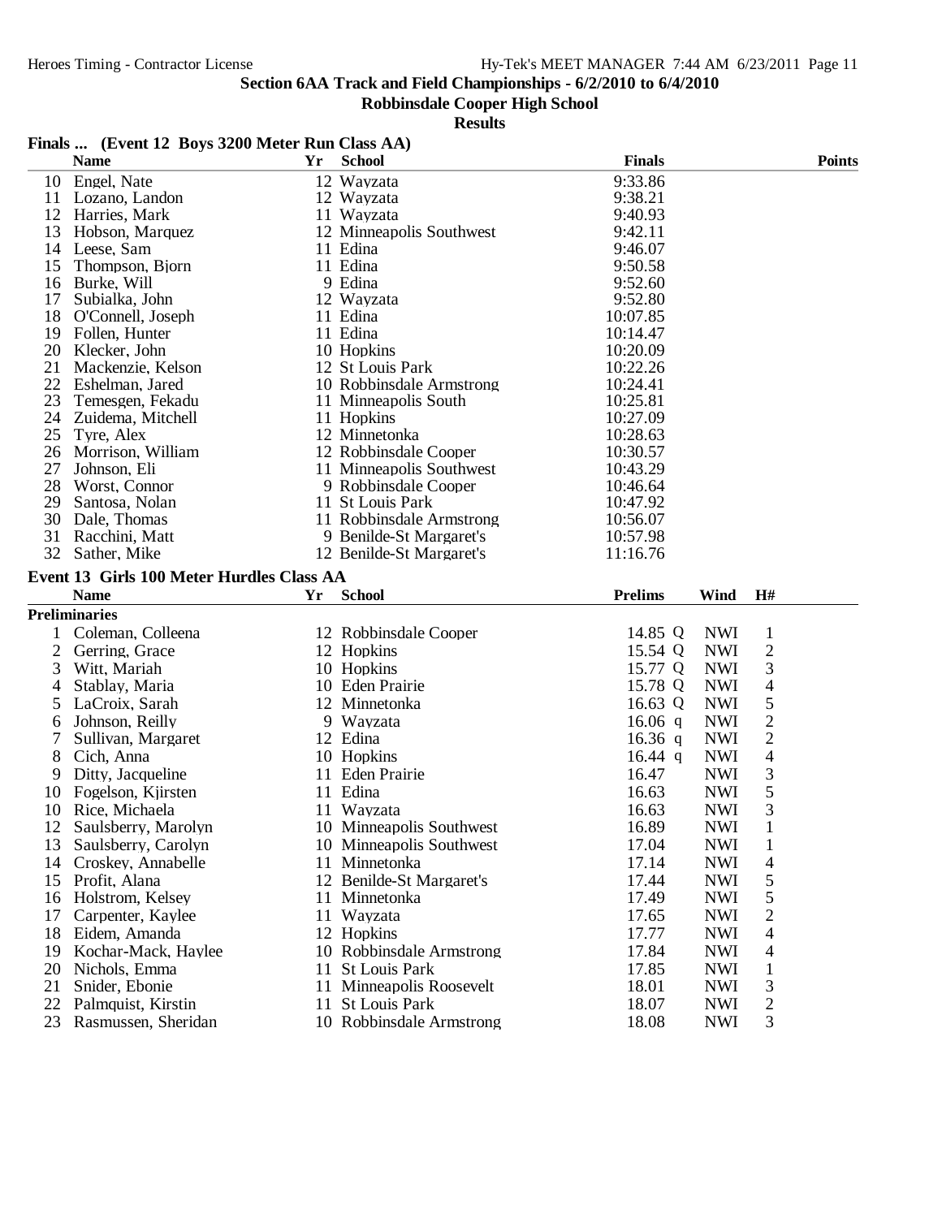**Section 6AA Track and Field Championships - 6/2/2010 to 6/4/2010**

**Robbinsdale Cooper High School**

**Results**

### Finals ... (Event 12 Boys 3200 Meter Run Class AA)

| | Name | Yr | School | Finals | Points |
|---|---|---|---|---|---|
| 10 | Engel, Nate | 12 | Wayzata | 9:33.86 | |
| 11 | Lozano, Landon | 12 | Wayzata | 9:38.21 | |
| 12 | Harries, Mark | 11 | Wayzata | 9:40.93 | |
| 13 | Hobson, Marquez | 12 | Minneapolis Southwest | 9:42.11 | |
| 14 | Leese, Sam | 11 | Edina | 9:46.07 | |
| 15 | Thompson, Bjorn | 11 | Edina | 9:50.58 | |
| 16 | Burke, Will | 9 | Edina | 9:52.60 | |
| 17 | Subialka, John | 12 | Wayzata | 9:52.80 | |
| 18 | O'Connell, Joseph | 11 | Edina | 10:07.85 | |
| 19 | Follen, Hunter | 11 | Edina | 10:14.47 | |
| 20 | Klecker, John | 10 | Hopkins | 10:20.09 | |
| 21 | Mackenzie, Kelson | 12 | St Louis Park | 10:22.26 | |
| 22 | Eshelman, Jared | 10 | Robbinsdale Armstrong | 10:24.41 | |
| 23 | Temesgen, Fekadu | 11 | Minneapolis South | 10:25.81 | |
| 24 | Zuidema, Mitchell | 11 | Hopkins | 10:27.09 | |
| 25 | Tyre, Alex | 12 | Minnetonka | 10:28.63 | |
| 26 | Morrison, William | 12 | Robbinsdale Cooper | 10:30.57 | |
| 27 | Johnson, Eli | 11 | Minneapolis Southwest | 10:43.29 | |
| 28 | Worst, Connor | 9 | Robbinsdale Cooper | 10:46.64 | |
| 29 | Santosa, Nolan | 11 | St Louis Park | 10:47.92 | |
| 30 | Dale, Thomas | 11 | Robbinsdale Armstrong | 10:56.07 | |
| 31 | Racchini, Matt | 9 | Benilde-St Margaret's | 10:57.98 | |
| 32 | Sather, Mike | 12 | Benilde-St Margaret's | 11:16.76 | |

### Event 13 Girls 100 Meter Hurdles Class AA

**Preliminaries**

| | Name | Yr | School | Prelims | Wind | H# |
|---|---|---|---|---|---|---|
| 1 | Coleman, Colleena | 12 | Robbinsdale Cooper | 14.85 Q | NWI | 1 |
| 2 | Gerring, Grace | 12 | Hopkins | 15.54 Q | NWI | 2 |
| 3 | Witt, Mariah | 10 | Hopkins | 15.77 Q | NWI | 3 |
| 4 | Stablay, Maria | 10 | Eden Prairie | 15.78 Q | NWI | 4 |
| 5 | LaCroix, Sarah | 12 | Minnetonka | 16.63 Q | NWI | 5 |
| 6 | Johnson, Reilly | 9 | Wayzata | 16.06 q | NWI | 2 |
| 7 | Sullivan, Margaret | 12 | Edina | 16.36 q | NWI | 2 |
| 8 | Cich, Anna | 10 | Hopkins | 16.44 q | NWI | 4 |
| 9 | Ditty, Jacqueline | 11 | Eden Prairie | 16.47 | NWI | 3 |
| 10 | Fogelson, Kjirsten | 11 | Edina | 16.63 | NWI | 5 |
| 10 | Rice, Michaela | 11 | Wayzata | 16.63 | NWI | 3 |
| 12 | Saulsberry, Marolyn | 10 | Minneapolis Southwest | 16.89 | NWI | 1 |
| 13 | Saulsberry, Carolyn | 10 | Minneapolis Southwest | 17.04 | NWI | 1 |
| 14 | Croskey, Annabelle | 11 | Minnetonka | 17.14 | NWI | 4 |
| 15 | Profit, Alana | 12 | Benilde-St Margaret's | 17.44 | NWI | 5 |
| 16 | Holstrom, Kelsey | 11 | Minnetonka | 17.49 | NWI | 5 |
| 17 | Carpenter, Kaylee | 11 | Wayzata | 17.65 | NWI | 2 |
| 18 | Eidem, Amanda | 12 | Hopkins | 17.77 | NWI | 4 |
| 19 | Kochar-Mack, Haylee | 10 | Robbinsdale Armstrong | 17.84 | NWI | 4 |
| 20 | Nichols, Emma | 11 | St Louis Park | 17.85 | NWI | 1 |
| 21 | Snider, Ebonie | 11 | Minneapolis Roosevelt | 18.01 | NWI | 3 |
| 22 | Palmquist, Kirstin | 11 | St Louis Park | 18.07 | NWI | 2 |
| 23 | Rasmussen, Sheridan | 10 | Robbinsdale Armstrong | 18.08 | NWI | 3 |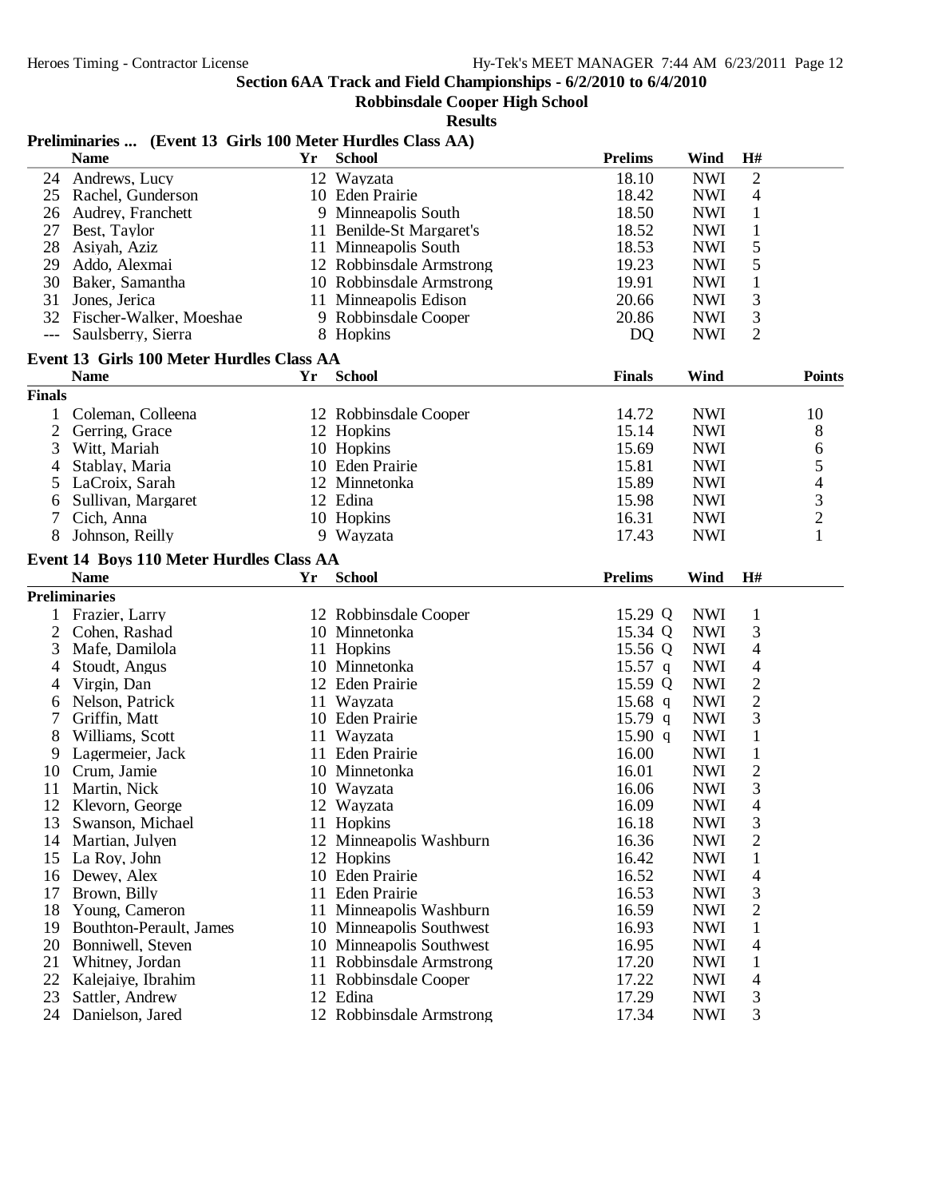**Section 6AA Track and Field Championships - 6/2/2010 to 6/4/2010**

**Robbinsdale Cooper High School**

**Results**

### Preliminaries ... (Event 13 Girls 100 Meter Hurdles Class AA)

| | Name | Yr | School | Prelims | Wind | H# |
|---|---|---|---|---|---|---|
| 24 | Andrews, Lucy | 12 | Wayzata | 18.10 | NWI | 2 |
| 25 | Rachel, Gunderson | 10 | Eden Prairie | 18.42 | NWI | 4 |
| 26 | Audrey, Franchett | 9 | Minneapolis South | 18.50 | NWI | 1 |
| 27 | Best, Taylor | 11 | Benilde-St Margaret's | 18.52 | NWI | 1 |
| 28 | Asiyah, Aziz | 11 | Minneapolis South | 18.53 | NWI | 5 |
| 29 | Addo, Alexmai | 12 | Robbinsdale Armstrong | 19.23 | NWI | 5 |
| 30 | Baker, Samantha | 10 | Robbinsdale Armstrong | 19.91 | NWI | 1 |
| 31 | Jones, Jerica | 11 | Minneapolis Edison | 20.66 | NWI | 3 |
| 32 | Fischer-Walker, Moeshae | 9 | Robbinsdale Cooper | 20.86 | NWI | 3 |
| --- | Saulsberry, Sierra | 8 | Hopkins | DQ | NWI | 2 |

### Event 13 Girls 100 Meter Hurdles Class AA

| | Name | Yr | School | Finals | Wind | Points |
|---|---|---|---|---|---|---|
| **Finals** | | | | | | |
| 1 | Coleman, Colleena | 12 | Robbinsdale Cooper | 14.72 | NWI | 10 |
| 2 | Gerring, Grace | 12 | Hopkins | 15.14 | NWI | 8 |
| 3 | Witt, Mariah | 10 | Hopkins | 15.69 | NWI | 6 |
| 4 | Stablay, Maria | 10 | Eden Prairie | 15.81 | NWI | 5 |
| 5 | LaCroix, Sarah | 12 | Minnetonka | 15.89 | NWI | 4 |
| 6 | Sullivan, Margaret | 12 | Edina | 15.98 | NWI | 3 |
| 7 | Cich, Anna | 10 | Hopkins | 16.31 | NWI | 2 |
| 8 | Johnson, Reilly | 9 | Wayzata | 17.43 | NWI | 1 |

### Event 14 Boys 110 Meter Hurdles Class AA

| | Name | Yr | School | Prelims | Wind | H# |
|---|---|---|---|---|---|---|
| **Preliminaries** | | | | | | |
| 1 | Frazier, Larry | 12 | Robbinsdale Cooper | 15.29 Q | NWI | 1 |
| 2 | Cohen, Rashad | 10 | Minnetonka | 15.34 Q | NWI | 3 |
| 3 | Mafe, Damilola | 11 | Hopkins | 15.56 Q | NWI | 4 |
| 4 | Stoudt, Angus | 10 | Minnetonka | 15.57 q | NWI | 4 |
| 4 | Virgin, Dan | 12 | Eden Prairie | 15.59 Q | NWI | 2 |
| 6 | Nelson, Patrick | 11 | Wayzata | 15.68 q | NWI | 2 |
| 7 | Griffin, Matt | 10 | Eden Prairie | 15.79 q | NWI | 3 |
| 8 | Williams, Scott | 11 | Wayzata | 15.90 q | NWI | 1 |
| 9 | Lagermeier, Jack | 11 | Eden Prairie | 16.00 | NWI | 1 |
| 10 | Crum, Jamie | 10 | Minnetonka | 16.01 | NWI | 2 |
| 11 | Martin, Nick | 10 | Wayzata | 16.06 | NWI | 3 |
| 12 | Klevorn, George | 12 | Wayzata | 16.09 | NWI | 4 |
| 13 | Swanson, Michael | 11 | Hopkins | 16.18 | NWI | 3 |
| 14 | Martian, Julyen | 12 | Minneapolis Washburn | 16.36 | NWI | 2 |
| 15 | La Roy, John | 12 | Hopkins | 16.42 | NWI | 1 |
| 16 | Dewey, Alex | 10 | Eden Prairie | 16.52 | NWI | 4 |
| 17 | Brown, Billy | 11 | Eden Prairie | 16.53 | NWI | 3 |
| 18 | Young, Cameron | 11 | Minneapolis Washburn | 16.59 | NWI | 2 |
| 19 | Bouthton-Perault, James | 10 | Minneapolis Southwest | 16.93 | NWI | 1 |
| 20 | Bonniwell, Steven | 10 | Minneapolis Southwest | 16.95 | NWI | 4 |
| 21 | Whitney, Jordan | 11 | Robbinsdale Armstrong | 17.20 | NWI | 1 |
| 22 | Kalejaiye, Ibrahim | 11 | Robbinsdale Cooper | 17.22 | NWI | 4 |
| 23 | Sattler, Andrew | 12 | Edina | 17.29 | NWI | 3 |
| 24 | Danielson, Jared | 12 | Robbinsdale Armstrong | 17.34 | NWI | 3 |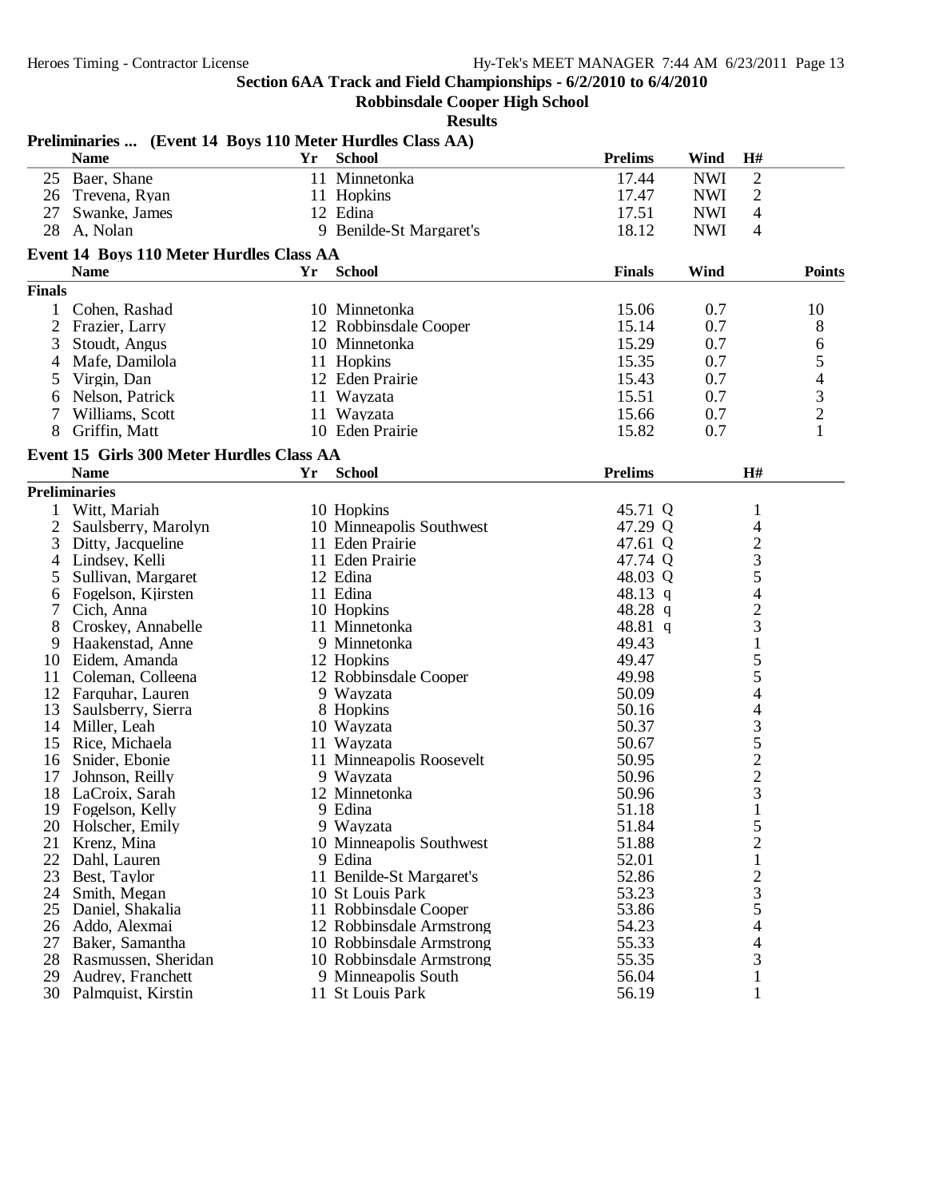**Section 6AA Track and Field Championships - 6/2/2010 to 6/4/2010**

**Robbinsdale Cooper High School**

**Results**

### Preliminaries ... (Event 14 Boys 110 Meter Hurdles Class AA)

| | Name | Yr | School | Prelims | Wind | H# |
|---|---|---|---|---|---|---|
| 25 | Baer, Shane | 11 | Minnetonka | 17.44 | NWI | 2 |
| 26 | Trevena, Ryan | 11 | Hopkins | 17.47 | NWI | 2 |
| 27 | Swanke, James | 12 | Edina | 17.51 | NWI | 4 |
| 28 | A, Nolan | 9 | Benilde-St Margaret's | 18.12 | NWI | 4 |

### Event 14 Boys 110 Meter Hurdles Class AA

| | Name | Yr | School | Finals | Wind | Points |
|---|---|---|---|---|---|---|
| **Finals** | | | | | | |
| 1 | Cohen, Rashad | 10 | Minnetonka | 15.06 | 0.7 | 10 |
| 2 | Frazier, Larry | 12 | Robbinsdale Cooper | 15.14 | 0.7 | 8 |
| 3 | Stoudt, Angus | 10 | Minnetonka | 15.29 | 0.7 | 6 |
| 4 | Mafe, Damilola | 11 | Hopkins | 15.35 | 0.7 | 5 |
| 5 | Virgin, Dan | 12 | Eden Prairie | 15.43 | 0.7 | 4 |
| 6 | Nelson, Patrick | 11 | Wayzata | 15.51 | 0.7 | 3 |
| 7 | Williams, Scott | 11 | Wayzata | 15.66 | 0.7 | 2 |
| 8 | Griffin, Matt | 10 | Eden Prairie | 15.82 | 0.7 | 1 |

### Event 15 Girls 300 Meter Hurdles Class AA

| | Name | Yr | School | Prelims | H# |
|---|---|---|---|---|---|
| **Preliminaries** | | | | | |
| 1 | Witt, Mariah | 10 | Hopkins | 45.71 Q | 1 |
| 2 | Saulsberry, Marolyn | 10 | Minneapolis Southwest | 47.29 Q | 4 |
| 3 | Ditty, Jacqueline | 11 | Eden Prairie | 47.61 Q | 2 |
| 4 | Lindsey, Kelli | 11 | Eden Prairie | 47.74 Q | 3 |
| 5 | Sullivan, Margaret | 12 | Edina | 48.03 Q | 5 |
| 6 | Fogelson, Kjirsten | 11 | Edina | 48.13 q | 4 |
| 7 | Cich, Anna | 10 | Hopkins | 48.28 q | 2 |
| 8 | Croskey, Annabelle | 11 | Minnetonka | 48.81 q | 3 |
| 9 | Haakenstad, Anne | 9 | Minnetonka | 49.43 | 1 |
| 10 | Eidem, Amanda | 12 | Hopkins | 49.47 | 5 |
| 11 | Coleman, Colleena | 12 | Robbinsdale Cooper | 49.98 | 5 |
| 12 | Farquhar, Lauren | 9 | Wayzata | 50.09 | 4 |
| 13 | Saulsberry, Sierra | 8 | Hopkins | 50.16 | 4 |
| 14 | Miller, Leah | 10 | Wayzata | 50.37 | 3 |
| 15 | Rice, Michaela | 11 | Wayzata | 50.67 | 5 |
| 16 | Snider, Ebonie | 11 | Minneapolis Roosevelt | 50.95 | 2 |
| 17 | Johnson, Reilly | 9 | Wayzata | 50.96 | 2 |
| 18 | LaCroix, Sarah | 12 | Minnetonka | 50.96 | 3 |
| 19 | Fogelson, Kelly | 9 | Edina | 51.18 | 1 |
| 20 | Holscher, Emily | 9 | Wayzata | 51.84 | 5 |
| 21 | Krenz, Mina | 10 | Minneapolis Southwest | 51.88 | 2 |
| 22 | Dahl, Lauren | 9 | Edina | 52.01 | 1 |
| 23 | Best, Taylor | 11 | Benilde-St Margaret's | 52.86 | 2 |
| 24 | Smith, Megan | 10 | St Louis Park | 53.23 | 3 |
| 25 | Daniel, Shakalia | 11 | Robbinsdale Cooper | 53.86 | 5 |
| 26 | Addo, Alexmai | 12 | Robbinsdale Armstrong | 54.23 | 4 |
| 27 | Baker, Samantha | 10 | Robbinsdale Armstrong | 55.33 | 4 |
| 28 | Rasmussen, Sheridan | 10 | Robbinsdale Armstrong | 55.35 | 3 |
| 29 | Audrey, Franchett | 9 | Minneapolis South | 56.04 | 1 |
| 30 | Palmquist, Kirstin | 11 | St Louis Park | 56.19 | 1 |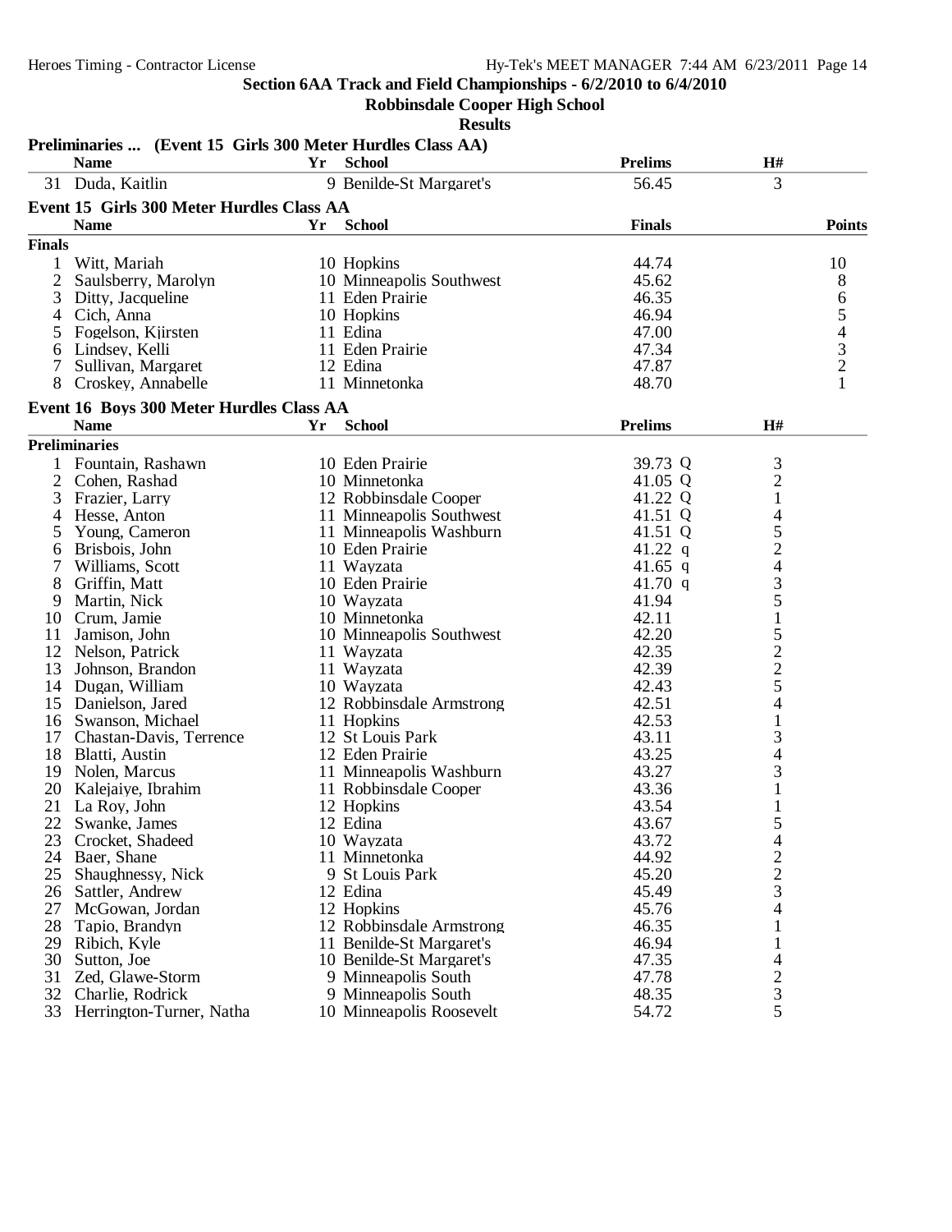## Section 6AA Track and Field Championships - 6/2/2010 to 6/4/2010

### Robbinsdale Cooper High School

#### Results

**Preliminaries ... (Event 15 Girls 300 Meter Hurdles Class AA)**

| | Name | Yr | School | Prelims | H# |
|---|---|---|---|---|---|
| 31 | Duda, Kaitlin | 9 | Benilde-St Margaret's | 56.45 | 3 |

**Event 15 Girls 300 Meter Hurdles Class AA**

| | Name | Yr | School | Finals | Points |
|---|---|---|---|---|---|
| **Finals** | | | | | |
| 1 | Witt, Mariah | 10 | Hopkins | 44.74 | 10 |
| 2 | Saulsberry, Marolyn | 10 | Minneapolis Southwest | 45.62 | 8 |
| 3 | Ditty, Jacqueline | 11 | Eden Prairie | 46.35 | 6 |
| 4 | Cich, Anna | 10 | Hopkins | 46.94 | 5 |
| 5 | Fogelson, Kjirsten | 11 | Edina | 47.00 | 4 |
| 6 | Lindsey, Kelli | 11 | Eden Prairie | 47.34 | 3 |
| 7 | Sullivan, Margaret | 12 | Edina | 47.87 | 2 |
| 8 | Croskey, Annabelle | 11 | Minnetonka | 48.70 | 1 |

**Event 16 Boys 300 Meter Hurdles Class AA**

| | Name | Yr | School | Prelims | H# |
|---|---|---|---|---|---|
| **Preliminaries** | | | | | |
| 1 | Fountain, Rashawn | 10 | Eden Prairie | 39.73 Q | 3 |
| 2 | Cohen, Rashad | 10 | Minnetonka | 41.05 Q | 2 |
| 3 | Frazier, Larry | 12 | Robbinsdale Cooper | 41.22 Q | 1 |
| 4 | Hesse, Anton | 11 | Minneapolis Southwest | 41.51 Q | 4 |
| 5 | Young, Cameron | 11 | Minneapolis Washburn | 41.51 Q | 5 |
| 6 | Brisbois, John | 10 | Eden Prairie | 41.22 q | 2 |
| 7 | Williams, Scott | 11 | Wayzata | 41.65 q | 4 |
| 8 | Griffin, Matt | 10 | Eden Prairie | 41.70 q | 3 |
| 9 | Martin, Nick | 10 | Wayzata | 41.94 | 5 |
| 10 | Crum, Jamie | 10 | Minnetonka | 42.11 | 1 |
| 11 | Jamison, John | 10 | Minneapolis Southwest | 42.20 | 5 |
| 12 | Nelson, Patrick | 11 | Wayzata | 42.35 | 2 |
| 13 | Johnson, Brandon | 11 | Wayzata | 42.39 | 2 |
| 14 | Dugan, William | 10 | Wayzata | 42.43 | 5 |
| 15 | Danielson, Jared | 12 | Robbinsdale Armstrong | 42.51 | 4 |
| 16 | Swanson, Michael | 11 | Hopkins | 42.53 | 1 |
| 17 | Chastan-Davis, Terrence | 12 | St Louis Park | 43.11 | 3 |
| 18 | Blatti, Austin | 12 | Eden Prairie | 43.25 | 4 |
| 19 | Nolen, Marcus | 11 | Minneapolis Washburn | 43.27 | 3 |
| 20 | Kalejaiye, Ibrahim | 11 | Robbinsdale Cooper | 43.36 | 1 |
| 21 | La Roy, John | 12 | Hopkins | 43.54 | 1 |
| 22 | Swanke, James | 12 | Edina | 43.67 | 5 |
| 23 | Crocket, Shadeed | 10 | Wayzata | 43.72 | 4 |
| 24 | Baer, Shane | 11 | Minnetonka | 44.92 | 2 |
| 25 | Shaughnessy, Nick | 9 | St Louis Park | 45.20 | 2 |
| 26 | Sattler, Andrew | 12 | Edina | 45.49 | 3 |
| 27 | McGowan, Jordan | 12 | Hopkins | 45.76 | 4 |
| 28 | Tapio, Brandyn | 12 | Robbinsdale Armstrong | 46.35 | 1 |
| 29 | Ribich, Kyle | 11 | Benilde-St Margaret's | 46.94 | 1 |
| 30 | Sutton, Joe | 10 | Benilde-St Margaret's | 47.35 | 4 |
| 31 | Zed, Glawe-Storm | 9 | Minneapolis South | 47.78 | 2 |
| 32 | Charlie, Rodrick | 9 | Minneapolis South | 48.35 | 3 |
| 33 | Herrington-Turner, Natha | 10 | Minneapolis Roosevelt | 54.72 | 5 |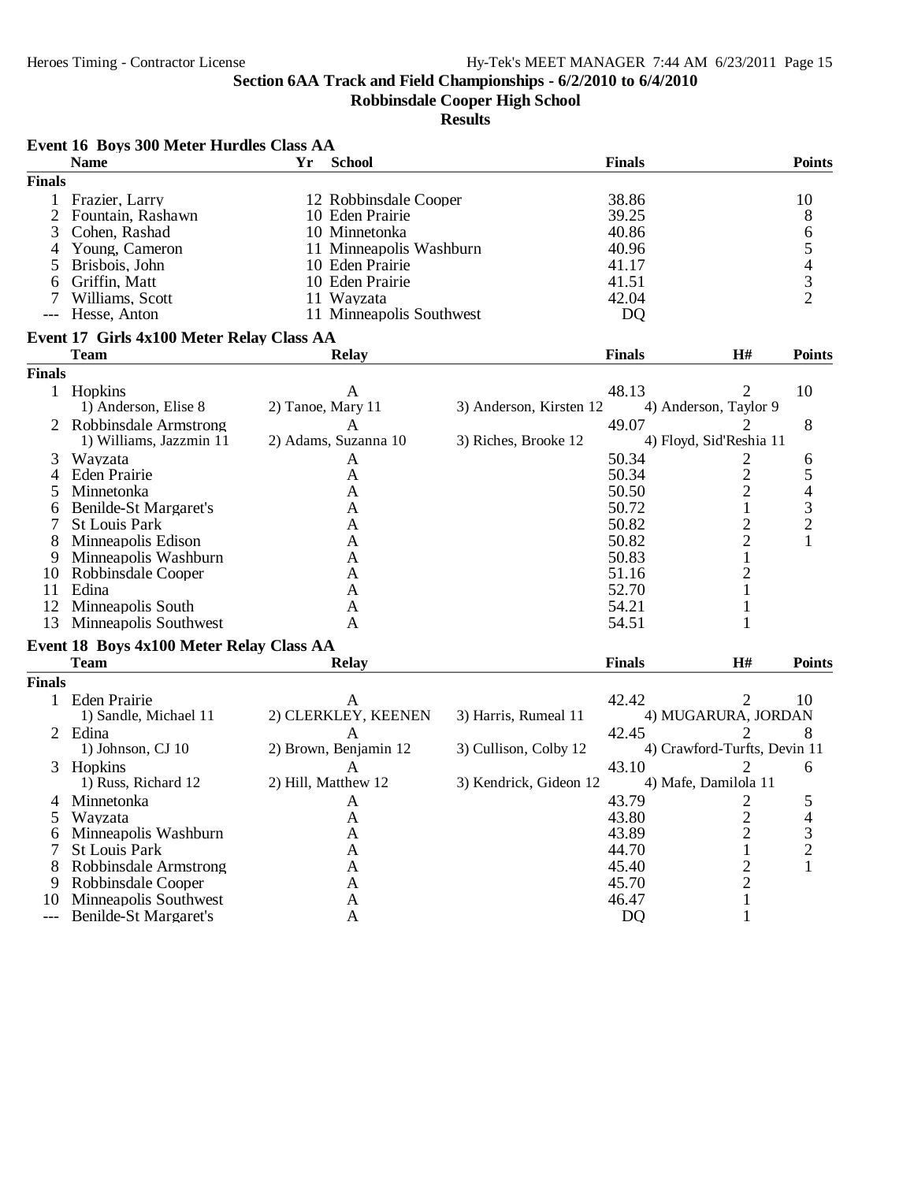## Section 6AA Track and Field Championships - 6/2/2010 to 6/4/2010

### Robbinsdale Cooper High School

### Results

**Event 16 Boys 300 Meter Hurdles Class AA**

| | Name | Yr | School | Finals | Points |
|---|---|---|---|---|---|
| **Finals** | | | | | |
| 1 | Frazier, Larry | 12 | Robbinsdale Cooper | 38.86 | 10 |
| 2 | Fountain, Rashawn | 10 | Eden Prairie | 39.25 | 8 |
| 3 | Cohen, Rashad | 10 | Minnetonka | 40.86 | 6 |
| 4 | Young, Cameron | 11 | Minneapolis Washburn | 40.96 | 5 |
| 5 | Brisbois, John | 10 | Eden Prairie | 41.17 | 4 |
| 6 | Griffin, Matt | 10 | Eden Prairie | 41.51 | 3 |
| 7 | Williams, Scott | 11 | Wayzata | 42.04 | 2 |
| --- | Hesse, Anton | 11 | Minneapolis Southwest | DQ | |

**Event 17 Girls 4x100 Meter Relay Class AA**

| | Team | Relay | | Finals | H# | Points |
|---|---|---|---|---|---|---|
| **Finals** | | | | | | |
| 1 | Hopkins | A | | 48.13 | 2 | 10 |
| | 1) Anderson, Elise 8 | 2) Tanoe, Mary 11 | 3) Anderson, Kirsten 12 | 4) Anderson, Taylor 9 | | |
| 2 | Robbinsdale Armstrong | A | | 49.07 | 2 | 8 |
| | 1) Williams, Jazzmin 11 | 2) Adams, Suzanna 10 | 3) Riches, Brooke 12 | 4) Floyd, Sid'Reshia 11 | | |
| 3 | Wayzata | A | | 50.34 | 2 | 6 |
| 4 | Eden Prairie | A | | 50.34 | 2 | 5 |
| 5 | Minnetonka | A | | 50.50 | 2 | 4 |
| 6 | Benilde-St Margaret's | A | | 50.72 | 1 | 3 |
| 7 | St Louis Park | A | | 50.82 | 2 | 2 |
| 8 | Minneapolis Edison | A | | 50.82 | 2 | 1 |
| 9 | Minneapolis Washburn | A | | 50.83 | 1 | |
| 10 | Robbinsdale Cooper | A | | 51.16 | 2 | |
| 11 | Edina | A | | 52.70 | 1 | |
| 12 | Minneapolis South | A | | 54.21 | 1 | |
| 13 | Minneapolis Southwest | A | | 54.51 | 1 | |

**Event 18 Boys 4x100 Meter Relay Class AA**

| | Team | Relay | | Finals | H# | Points |
|---|---|---|---|---|---|---|
| **Finals** | | | | | | |
| 1 | Eden Prairie | A | | 42.42 | 2 | 10 |
| | 1) Sandle, Michael 11 | 2) CLERKLEY, KEENEN | 3) Harris, Rumeal 11 | 4) MUGARURA, JORDAN | | |
| 2 | Edina | A | | 42.45 | 2 | 8 |
| | 1) Johnson, CJ 10 | 2) Brown, Benjamin 12 | 3) Cullison, Colby 12 | 4) Crawford-Turfts, Devin 11 | | |
| 3 | Hopkins | A | | 43.10 | 2 | 6 |
| | 1) Russ, Richard 12 | 2) Hill, Matthew 12 | 3) Kendrick, Gideon 12 | 4) Mafe, Damilola 11 | | |
| 4 | Minnetonka | A | | 43.79 | 2 | 5 |
| 5 | Wayzata | A | | 43.80 | 2 | 4 |
| 6 | Minneapolis Washburn | A | | 43.89 | 2 | 3 |
| 7 | St Louis Park | A | | 44.70 | 1 | 2 |
| 8 | Robbinsdale Armstrong | A | | 45.40 | 2 | 1 |
| 9 | Robbinsdale Cooper | A | | 45.70 | 2 | |
| 10 | Minneapolis Southwest | A | | 46.47 | 1 | |
| --- | Benilde-St Margaret's | A | | DQ | 1 | |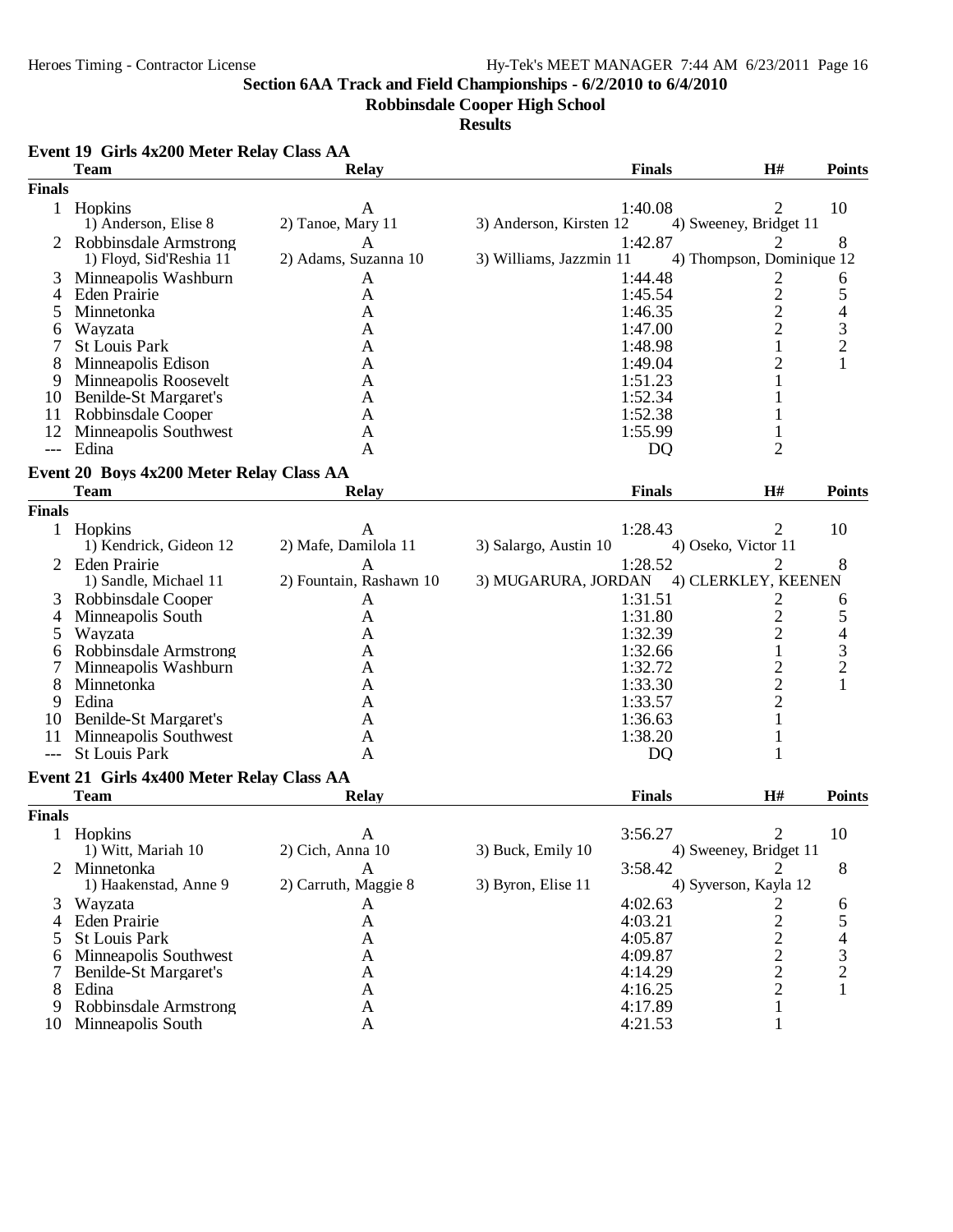Section 6AA Track and Field Championships - 6/2/2010 to 6/4/2010

Robbinsdale Cooper High School

Results

## Event 19 Girls 4x200 Meter Relay Class AA

| | Team | Relay | | Finals | H# | Points |
|---|---|---|---|---|---|---|
| **Finals** | | | | | | |
| 1 | Hopkins | A | | 1:40.08 | 2 | 10 |
| | 1) Anderson, Elise 8 | 2) Tanoe, Mary 11 | 3) Anderson, Kirsten 12 | 4) Sweeney, Bridget 11 | | |
| 2 | Robbinsdale Armstrong | A | | 1:42.87 | 2 | 8 |
| | 1) Floyd, Sid'Reshia 11 | 2) Adams, Suzanna 10 | 3) Williams, Jazzmin 11 | 4) Thompson, Dominique 12 | | |
| 3 | Minneapolis Washburn | A | | 1:44.48 | 2 | 6 |
| 4 | Eden Prairie | A | | 1:45.54 | 2 | 5 |
| 5 | Minnetonka | A | | 1:46.35 | 2 | 4 |
| 6 | Wayzata | A | | 1:47.00 | 2 | 3 |
| 7 | St Louis Park | A | | 1:48.98 | 1 | 2 |
| 8 | Minneapolis Edison | A | | 1:49.04 | 2 | 1 |
| 9 | Minneapolis Roosevelt | A | | 1:51.23 | 1 | |
| 10 | Benilde-St Margaret's | A | | 1:52.34 | 1 | |
| 11 | Robbinsdale Cooper | A | | 1:52.38 | 1 | |
| 12 | Minneapolis Southwest | A | | 1:55.99 | 1 | |
| --- | Edina | A | | DQ | 2 | |

## Event 20 Boys 4x200 Meter Relay Class AA

| | Team | Relay | | Finals | H# | Points |
|---|---|---|---|---|---|---|
| **Finals** | | | | | | |
| 1 | Hopkins | A | | 1:28.43 | 2 | 10 |
| | 1) Kendrick, Gideon 12 | 2) Mafe, Damilola 11 | 3) Salargo, Austin 10 | 4) Oseko, Victor 11 | | |
| 2 | Eden Prairie | A | | 1:28.52 | 2 | 8 |
| | 1) Sandle, Michael 11 | 2) Fountain, Rashawn 10 | 3) MUGARURA, JORDAN | 4) CLERKLEY, KEENEN | | |
| 3 | Robbinsdale Cooper | A | | 1:31.51 | 2 | 6 |
| 4 | Minneapolis South | A | | 1:31.80 | 2 | 5 |
| 5 | Wayzata | A | | 1:32.39 | 2 | 4 |
| 6 | Robbinsdale Armstrong | A | | 1:32.66 | 1 | 3 |
| 7 | Minneapolis Washburn | A | | 1:32.72 | 2 | 2 |
| 8 | Minnetonka | A | | 1:33.30 | 2 | 1 |
| 9 | Edina | A | | 1:33.57 | 2 | |
| 10 | Benilde-St Margaret's | A | | 1:36.63 | 1 | |
| 11 | Minneapolis Southwest | A | | 1:38.20 | 1 | |
| --- | St Louis Park | A | | DQ | 1 | |

## Event 21 Girls 4x400 Meter Relay Class AA

| | Team | Relay | | Finals | H# | Points |
|---|---|---|---|---|---|---|
| **Finals** | | | | | | |
| 1 | Hopkins | A | | 3:56.27 | 2 | 10 |
| | 1) Witt, Mariah 10 | 2) Cich, Anna 10 | 3) Buck, Emily 10 | 4) Sweeney, Bridget 11 | | |
| 2 | Minnetonka | A | | 3:58.42 | 2 | 8 |
| | 1) Haakenstad, Anne 9 | 2) Carruth, Maggie 8 | 3) Byron, Elise 11 | 4) Syverson, Kayla 12 | | |
| 3 | Wayzata | A | | 4:02.63 | 2 | 6 |
| 4 | Eden Prairie | A | | 4:03.21 | 2 | 5 |
| 5 | St Louis Park | A | | 4:05.87 | 2 | 4 |
| 6 | Minneapolis Southwest | A | | 4:09.87 | 2 | 3 |
| 7 | Benilde-St Margaret's | A | | 4:14.29 | 2 | 2 |
| 8 | Edina | A | | 4:16.25 | 2 | 1 |
| 9 | Robbinsdale Armstrong | A | | 4:17.89 | 1 | |
| 10 | Minneapolis South | A | | 4:21.53 | 1 | |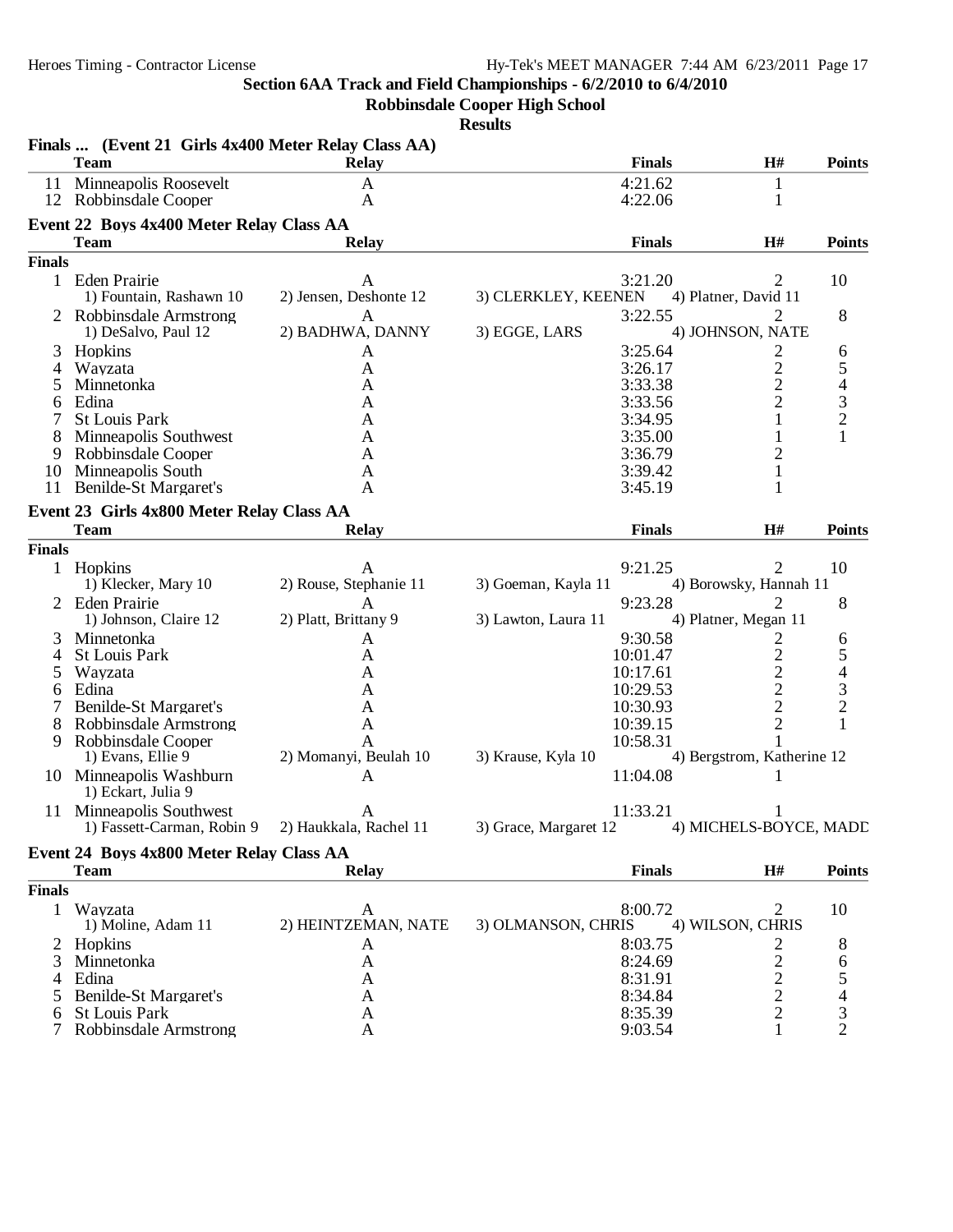**Section 6AA Track and Field Championships - 6/2/2010 to 6/4/2010**

**Robbinsdale Cooper High School**

**Results**

### Finals ... (Event 21 Girls 4x400 Meter Relay Class AA)

| | Team | Relay | Finals | H# | Points |
|---|---|---|---|---|---|
| 11 | Minneapolis Roosevelt | A | 4:21.62 | 1 | |
| 12 | Robbinsdale Cooper | A | 4:22.06 | 1 | |

### Event 22 Boys 4x400 Meter Relay Class AA

| | Team | Relay | Finals | H# | Points |
|---|---|---|---|---|---|
| **Finals** | | | | | |
| 1 | Eden Prairie | A | 3:21.20 | 2 | 10 |
| | 1) Fountain, Rashawn 10 | 2) Jensen, Deshonte 12 | 3) CLERKLEY, KEENEN | 4) Platner, David 11 | |
| 2 | Robbinsdale Armstrong | A | 3:22.55 | 2 | 8 |
| | 1) DeSalvo, Paul 12 | 2) BADHWA, DANNY | 3) EGGE, LARS | 4) JOHNSON, NATE | |
| 3 | Hopkins | A | 3:25.64 | 2 | 6 |
| 4 | Wayzata | A | 3:26.17 | 2 | 5 |
| 5 | Minnetonka | A | 3:33.38 | 2 | 4 |
| 6 | Edina | A | 3:33.56 | 2 | 3 |
| 7 | St Louis Park | A | 3:34.95 | 1 | 2 |
| 8 | Minneapolis Southwest | A | 3:35.00 | 1 | 1 |
| 9 | Robbinsdale Cooper | A | 3:36.79 | 2 | |
| 10 | Minneapolis South | A | 3:39.42 | 1 | |
| 11 | Benilde-St Margaret's | A | 3:45.19 | 1 | |

### Event 23 Girls 4x800 Meter Relay Class AA

| | Team | Relay | Finals | H# | Points |
|---|---|---|---|---|---|
| **Finals** | | | | | |
| 1 | Hopkins | A | 9:21.25 | 2 | 10 |
| | 1) Klecker, Mary 10 | 2) Rouse, Stephanie 11 | 3) Goeman, Kayla 11 | 4) Borowsky, Hannah 11 | |
| 2 | Eden Prairie | A | 9:23.28 | 2 | 8 |
| | 1) Johnson, Claire 12 | 2) Platt, Brittany 9 | 3) Lawton, Laura 11 | 4) Platner, Megan 11 | |
| 3 | Minnetonka | A | 9:30.58 | 2 | 6 |
| 4 | St Louis Park | A | 10:01.47 | 2 | 5 |
| 5 | Wayzata | A | 10:17.61 | 2 | 4 |
| 6 | Edina | A | 10:29.53 | 2 | 3 |
| 7 | Benilde-St Margaret's | A | 10:30.93 | 2 | 2 |
| 8 | Robbinsdale Armstrong | A | 10:39.15 | 2 | 1 |
| 9 | Robbinsdale Cooper | A | 10:58.31 | 1 | |
| | 1) Evans, Ellie 9 | 2) Momanyi, Beulah 10 | 3) Krause, Kyla 10 | 4) Bergstrom, Katherine 12 | |
| 10 | Minneapolis Washburn | A | 11:04.08 | 1 | |
| | 1) Eckart, Julia 9 | | | | |
| 11 | Minneapolis Southwest | A | 11:33.21 | 1 | |
| | 1) Fassett-Carman, Robin 9 | 2) Haukkala, Rachel 11 | 3) Grace, Margaret 12 | 4) MICHELS-BOYCE, MADD | |

### Event 24 Boys 4x800 Meter Relay Class AA

| | Team | Relay | Finals | H# | Points |
|---|---|---|---|---|---|
| **Finals** | | | | | |
| 1 | Wayzata | A | 8:00.72 | 2 | 10 |
| | 1) Moline, Adam 11 | 2) HEINTZEMAN, NATE | 3) OLMANSON, CHRIS | 4) WILSON, CHRIS | |
| 2 | Hopkins | A | 8:03.75 | 2 | 8 |
| 3 | Minnetonka | A | 8:24.69 | 2 | 6 |
| 4 | Edina | A | 8:31.91 | 2 | 5 |
| 5 | Benilde-St Margaret's | A | 8:34.84 | 2 | 4 |
| 6 | St Louis Park | A | 8:35.39 | 2 | 3 |
| 7 | Robbinsdale Armstrong | A | 9:03.54 | 1 | 2 |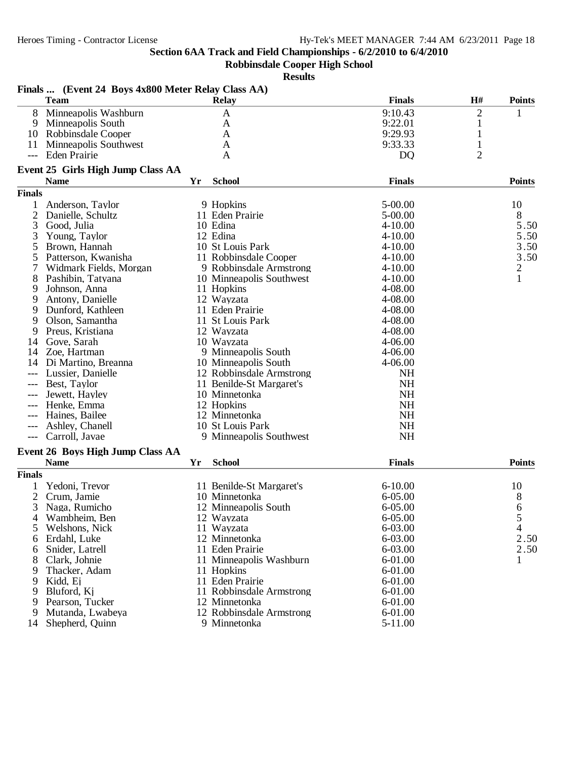# Section 6AA Track and Field Championships - 6/2/2010 to 6/4/2010

## Robbinsdale Cooper High School

### Results

**Finals ... (Event 24 Boys 4x800 Meter Relay Class AA)**

| | Team | Relay | Finals | H# | Points |
|---|---|---|---|---|---|
| 8 | Minneapolis Washburn | A | 9:10.43 | 2 | 1 |
| 9 | Minneapolis South | A | 9:22.01 | 1 | |
| 10 | Robbinsdale Cooper | A | 9:29.93 | 1 | |
| 11 | Minneapolis Southwest | A | 9:33.33 | 1 | |
| --- | Eden Prairie | A | DQ | 2 | |

**Event 25 Girls High Jump Class AA**

| | Name | Yr | School | Finals | Points |
|---|---|---|---|---|---|
| **Finals** | | | | | |
| 1 | Anderson, Taylor | 9 | Hopkins | 5-00.00 | 10 |
| 2 | Danielle, Schultz | 11 | Eden Prairie | 5-00.00 | 8 |
| 3 | Good, Julia | 10 | Edina | 4-10.00 | 5.50 |
| 3 | Young, Taylor | 12 | Edina | 4-10.00 | 5.50 |
| 5 | Brown, Hannah | 10 | St Louis Park | 4-10.00 | 3.50 |
| 5 | Patterson, Kwanisha | 11 | Robbinsdale Cooper | 4-10.00 | 3.50 |
| 7 | Widmark Fields, Morgan | 9 | Robbinsdale Armstrong | 4-10.00 | 2 |
| 8 | Pashibin, Tatyana | 10 | Minneapolis Southwest | 4-10.00 | 1 |
| 9 | Johnson, Anna | 11 | Hopkins | 4-08.00 | |
| 9 | Antony, Danielle | 12 | Wayzata | 4-08.00 | |
| 9 | Dunford, Kathleen | 11 | Eden Prairie | 4-08.00 | |
| 9 | Olson, Samantha | 11 | St Louis Park | 4-08.00 | |
| 9 | Preus, Kristiana | 12 | Wayzata | 4-08.00 | |
| 14 | Gove, Sarah | 10 | Wayzata | 4-06.00 | |
| 14 | Zoe, Hartman | 9 | Minneapolis South | 4-06.00 | |
| 14 | Di Martino, Breanna | 10 | Minneapolis South | 4-06.00 | |
| --- | Lussier, Danielle | 12 | Robbinsdale Armstrong | NH | |
| --- | Best, Taylor | 11 | Benilde-St Margaret's | NH | |
| --- | Jewett, Hayley | 10 | Minnetonka | NH | |
| --- | Henke, Emma | 12 | Hopkins | NH | |
| --- | Haines, Bailee | 12 | Minnetonka | NH | |
| --- | Ashley, Chanell | 10 | St Louis Park | NH | |
| --- | Carroll, Javae | 9 | Minneapolis Southwest | NH | |

**Event 26 Boys High Jump Class AA**

| | Name | Yr | School | Finals | Points |
|---|---|---|---|---|---|
| **Finals** | | | | | |
| 1 | Yedoni, Trevor | 11 | Benilde-St Margaret's | 6-10.00 | 10 |
| 2 | Crum, Jamie | 10 | Minnetonka | 6-05.00 | 8 |
| 3 | Naga, Rumicho | 12 | Minneapolis South | 6-05.00 | 6 |
| 4 | Wambheim, Ben | 12 | Wayzata | 6-05.00 | 5 |
| 5 | Welshons, Nick | 11 | Wayzata | 6-03.00 | 4 |
| 6 | Erdahl, Luke | 12 | Minnetonka | 6-03.00 | 2.50 |
| 6 | Snider, Latrell | 11 | Eden Prairie | 6-03.00 | 2.50 |
| 8 | Clark, Johnie | 11 | Minneapolis Washburn | 6-01.00 | 1 |
| 9 | Thacker, Adam | 11 | Hopkins | 6-01.00 | |
| 9 | Kidd, Ej | 11 | Eden Prairie | 6-01.00 | |
| 9 | Bluford, Kj | 11 | Robbinsdale Armstrong | 6-01.00 | |
| 9 | Pearson, Tucker | 12 | Minnetonka | 6-01.00 | |
| 9 | Mutanda, Lwabeya | 12 | Robbinsdale Armstrong | 6-01.00 | |
| 14 | Shepherd, Quinn | 9 | Minnetonka | 5-11.00 | |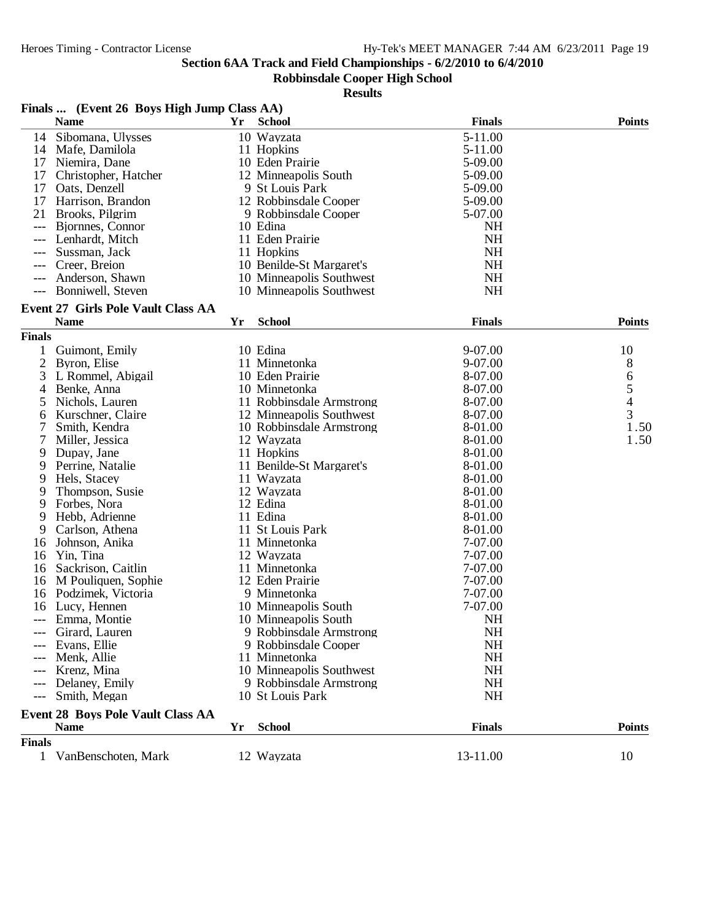## Section 6AA Track and Field Championships - 6/2/2010 to 6/4/2010

### Robbinsdale Cooper High School

### Results

**Finals ... (Event 26 Boys High Jump Class AA)**

| | Name | Yr | School | Finals | Points |
|---|---|---|---|---|---|
| 14 | Sibomana, Ulysses | 10 | Wayzata | 5-11.00 | |
| 14 | Mafe, Damilola | 11 | Hopkins | 5-11.00 | |
| 17 | Niemira, Dane | 10 | Eden Prairie | 5-09.00 | |
| 17 | Christopher, Hatcher | 12 | Minneapolis South | 5-09.00 | |
| 17 | Oats, Denzell | 9 | St Louis Park | 5-09.00 | |
| 17 | Harrison, Brandon | 12 | Robbinsdale Cooper | 5-09.00 | |
| 21 | Brooks, Pilgrim | 9 | Robbinsdale Cooper | 5-07.00 | |
| --- | Bjornnes, Connor | 10 | Edina | NH | |
| --- | Lenhardt, Mitch | 11 | Eden Prairie | NH | |
| --- | Sussman, Jack | 11 | Hopkins | NH | |
| --- | Creer, Breion | 10 | Benilde-St Margaret's | NH | |
| --- | Anderson, Shawn | 10 | Minneapolis Southwest | NH | |
| --- | Bonniwell, Steven | 10 | Minneapolis Southwest | NH | |

**Event 27 Girls Pole Vault Class AA**

| | Name | Yr | School | Finals | Points |
|---|---|---|---|---|---|
| **Finals** | | | | | |
| 1 | Guimont, Emily | 10 | Edina | 9-07.00 | 10 |
| 2 | Byron, Elise | 11 | Minnetonka | 9-07.00 | 8 |
| 3 | L Rommel, Abigail | 10 | Eden Prairie | 8-07.00 | 6 |
| 4 | Benke, Anna | 10 | Minnetonka | 8-07.00 | 5 |
| 5 | Nichols, Lauren | 11 | Robbinsdale Armstrong | 8-07.00 | 4 |
| 6 | Kurschner, Claire | 12 | Minneapolis Southwest | 8-07.00 | 3 |
| 7 | Smith, Kendra | 10 | Robbinsdale Armstrong | 8-01.00 | 1.50 |
| 7 | Miller, Jessica | 12 | Wayzata | 8-01.00 | 1.50 |
| 9 | Dupay, Jane | 11 | Hopkins | 8-01.00 | |
| 9 | Perrine, Natalie | 11 | Benilde-St Margaret's | 8-01.00 | |
| 9 | Hels, Stacey | 11 | Wayzata | 8-01.00 | |
| 9 | Thompson, Susie | 12 | Wayzata | 8-01.00 | |
| 9 | Forbes, Nora | 12 | Edina | 8-01.00 | |
| 9 | Hebb, Adrienne | 11 | Edina | 8-01.00 | |
| 9 | Carlson, Athena | 11 | St Louis Park | 8-01.00 | |
| 16 | Johnson, Anika | 11 | Minnetonka | 7-07.00 | |
| 16 | Yin, Tina | 12 | Wayzata | 7-07.00 | |
| 16 | Sackrison, Caitlin | 11 | Minnetonka | 7-07.00 | |
| 16 | M Pouliquen, Sophie | 12 | Eden Prairie | 7-07.00 | |
| 16 | Podzimek, Victoria | 9 | Minnetonka | 7-07.00 | |
| 16 | Lucy, Hennen | 10 | Minneapolis South | 7-07.00 | |
| --- | Emma, Montie | 10 | Minneapolis South | NH | |
| --- | Girard, Lauren | 9 | Robbinsdale Armstrong | NH | |
| --- | Evans, Ellie | 9 | Robbinsdale Cooper | NH | |
| --- | Menk, Allie | 11 | Minnetonka | NH | |
| --- | Krenz, Mina | 10 | Minneapolis Southwest | NH | |
| --- | Delaney, Emily | 9 | Robbinsdale Armstrong | NH | |
| --- | Smith, Megan | 10 | St Louis Park | NH | |

**Event 28 Boys Pole Vault Class AA**

| | Name | Yr | School | Finals | Points |
|---|---|---|---|---|---|
| **Finals** | | | | | |
| 1 | VanBenschoten, Mark | 12 | Wayzata | 13-11.00 | 10 |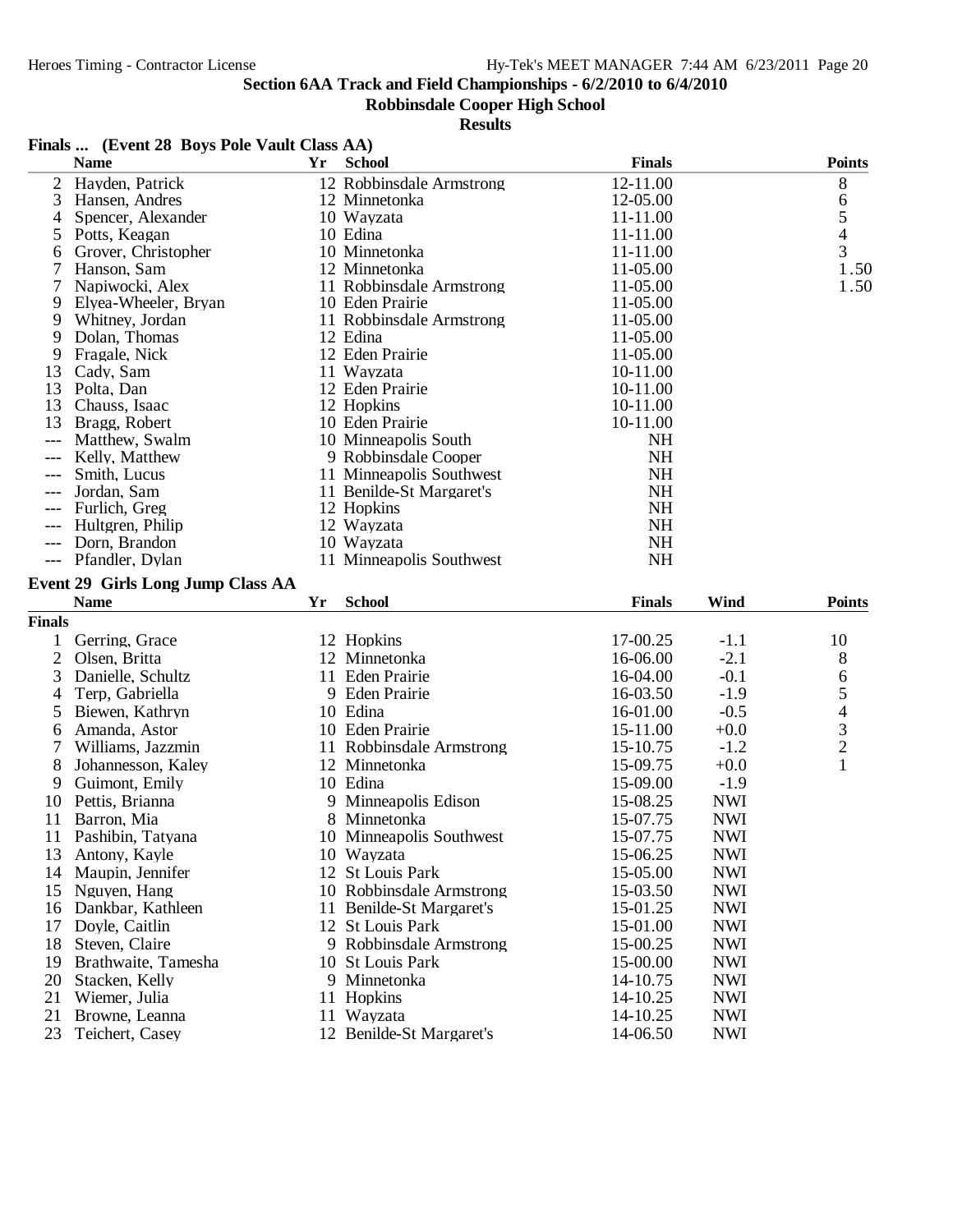## Section 6AA Track and Field Championships - 6/2/2010 to 6/4/2010

### Robbinsdale Cooper High School

### Results

**Finals ... (Event 28 Boys Pole Vault Class AA)**

| | Name | Yr | School | Finals | Points |
|---|---|---|---|---|---|
| 2 | Hayden, Patrick | 12 | Robbinsdale Armstrong | 12-11.00 | 8 |
| 3 | Hansen, Andres | 12 | Minnetonka | 12-05.00 | 6 |
| 4 | Spencer, Alexander | 10 | Wayzata | 11-11.00 | 5 |
| 5 | Potts, Keagan | 10 | Edina | 11-11.00 | 4 |
| 6 | Grover, Christopher | 10 | Minnetonka | 11-11.00 | 3 |
| 7 | Hanson, Sam | 12 | Minnetonka | 11-05.00 | 1.50 |
| 7 | Napiwocki, Alex | 11 | Robbinsdale Armstrong | 11-05.00 | 1.50 |
| 9 | Elyea-Wheeler, Bryan | 10 | Eden Prairie | 11-05.00 | |
| 9 | Whitney, Jordan | 11 | Robbinsdale Armstrong | 11-05.00 | |
| 9 | Dolan, Thomas | 12 | Edina | 11-05.00 | |
| 9 | Fragale, Nick | 12 | Eden Prairie | 11-05.00 | |
| 13 | Cady, Sam | 11 | Wayzata | 10-11.00 | |
| 13 | Polta, Dan | 12 | Eden Prairie | 10-11.00 | |
| 13 | Chauss, Isaac | 12 | Hopkins | 10-11.00 | |
| 13 | Bragg, Robert | 10 | Eden Prairie | 10-11.00 | |
| --- | Matthew, Swalm | 10 | Minneapolis South | NH | |
| --- | Kelly, Matthew | 9 | Robbinsdale Cooper | NH | |
| --- | Smith, Lucus | 11 | Minneapolis Southwest | NH | |
| --- | Jordan, Sam | 11 | Benilde-St Margaret's | NH | |
| --- | Furlich, Greg | 12 | Hopkins | NH | |
| --- | Hultgren, Philip | 12 | Wayzata | NH | |
| --- | Dorn, Brandon | 10 | Wayzata | NH | |
| --- | Pfandler, Dylan | 11 | Minneapolis Southwest | NH | |

**Event 29 Girls Long Jump Class AA**

| | Name | Yr | School | Finals | Wind | Points |
|---|---|---|---|---|---|---|
| **Finals** | | | | | | |
| 1 | Gerring, Grace | 12 | Hopkins | 17-00.25 | -1.1 | 10 |
| 2 | Olsen, Britta | 12 | Minnetonka | 16-06.00 | -2.1 | 8 |
| 3 | Danielle, Schultz | 11 | Eden Prairie | 16-04.00 | -0.1 | 6 |
| 4 | Terp, Gabriella | 9 | Eden Prairie | 16-03.50 | -1.9 | 5 |
| 5 | Biewen, Kathryn | 10 | Edina | 16-01.00 | -0.5 | 4 |
| 6 | Amanda, Astor | 10 | Eden Prairie | 15-11.00 | +0.0 | 3 |
| 7 | Williams, Jazzmin | 11 | Robbinsdale Armstrong | 15-10.75 | -1.2 | 2 |
| 8 | Johannesson, Kaley | 12 | Minnetonka | 15-09.75 | +0.0 | 1 |
| 9 | Guimont, Emily | 10 | Edina | 15-09.00 | -1.9 | |
| 10 | Pettis, Brianna | 9 | Minneapolis Edison | 15-08.25 | NWI | |
| 11 | Barron, Mia | 8 | Minnetonka | 15-07.75 | NWI | |
| 11 | Pashibin, Tatyana | 10 | Minneapolis Southwest | 15-07.75 | NWI | |
| 13 | Antony, Kayle | 10 | Wayzata | 15-06.25 | NWI | |
| 14 | Maupin, Jennifer | 12 | St Louis Park | 15-05.00 | NWI | |
| 15 | Nguyen, Hang | 10 | Robbinsdale Armstrong | 15-03.50 | NWI | |
| 16 | Dankbar, Kathleen | 11 | Benilde-St Margaret's | 15-01.25 | NWI | |
| 17 | Doyle, Caitlin | 12 | St Louis Park | 15-01.00 | NWI | |
| 18 | Steven, Claire | 9 | Robbinsdale Armstrong | 15-00.25 | NWI | |
| 19 | Brathwaite, Tamesha | 10 | St Louis Park | 15-00.00 | NWI | |
| 20 | Stacken, Kelly | 9 | Minnetonka | 14-10.75 | NWI | |
| 21 | Wiemer, Julia | 11 | Hopkins | 14-10.25 | NWI | |
| 21 | Browne, Leanna | 11 | Wayzata | 14-10.25 | NWI | |
| 23 | Teichert, Casey | 12 | Benilde-St Margaret's | 14-06.50 | NWI | |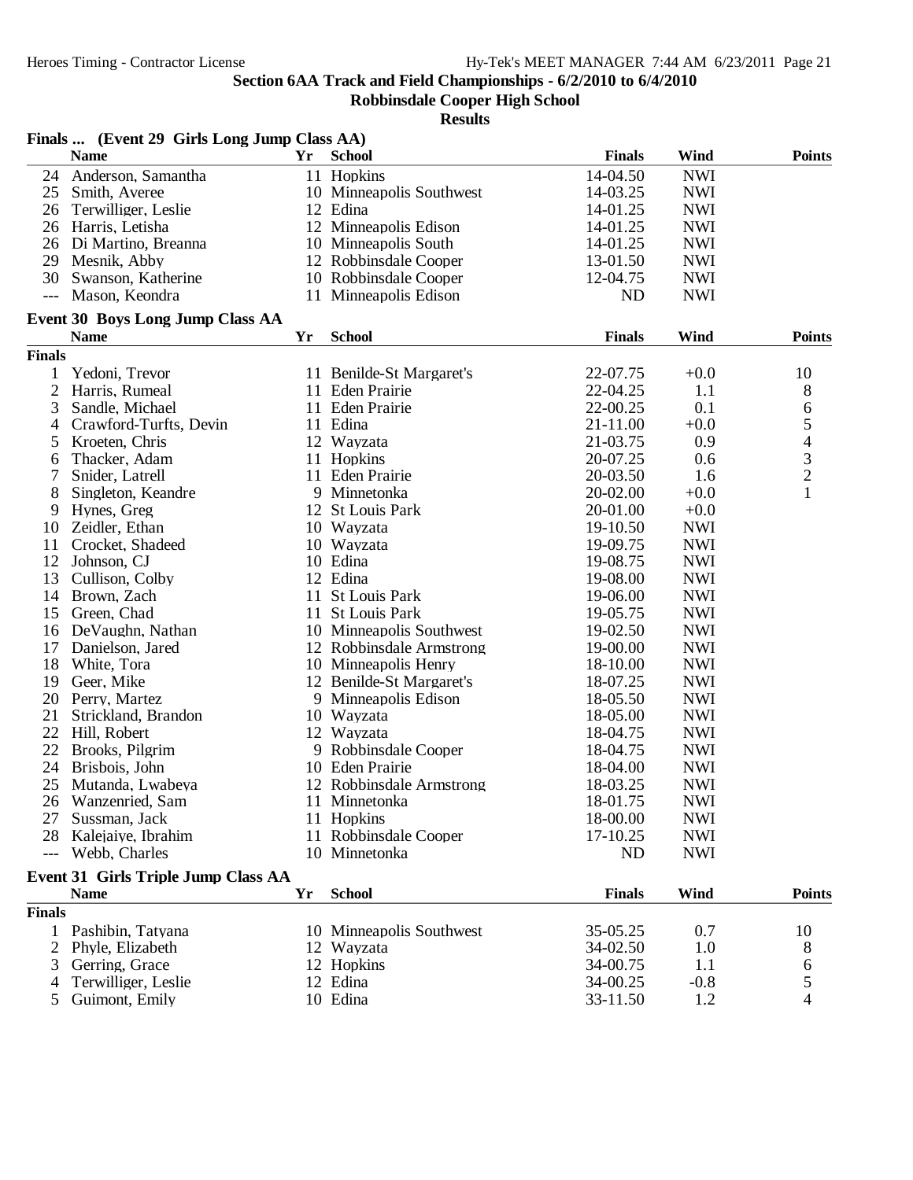**Section 6AA Track and Field Championships - 6/2/2010 to 6/4/2010**

**Robbinsdale Cooper High School**

**Results**

### Finals ... (Event 29 Girls Long Jump Class AA)

| | Name | Yr | School | Finals | Wind | Points |
|---|---|---|---|---|---|---|
| 24 | Anderson, Samantha | 11 | Hopkins | 14-04.50 | NWI | |
| 25 | Smith, Averee | 10 | Minneapolis Southwest | 14-03.25 | NWI | |
| 26 | Terwilliger, Leslie | 12 | Edina | 14-01.25 | NWI | |
| 26 | Harris, Letisha | 12 | Minneapolis Edison | 14-01.25 | NWI | |
| 26 | Di Martino, Breanna | 10 | Minneapolis South | 14-01.25 | NWI | |
| 29 | Mesnik, Abby | 12 | Robbinsdale Cooper | 13-01.50 | NWI | |
| 30 | Swanson, Katherine | 10 | Robbinsdale Cooper | 12-04.75 | NWI | |
| --- | Mason, Keondra | 11 | Minneapolis Edison | ND | NWI | |

### Event 30 Boys Long Jump Class AA

| | Name | Yr | School | Finals | Wind | Points |
|---|---|---|---|---|---|---|
| **Finals** | | | | | | |
| 1 | Yedoni, Trevor | 11 | Benilde-St Margaret's | 22-07.75 | +0.0 | 10 |
| 2 | Harris, Rumeal | 11 | Eden Prairie | 22-04.25 | 1.1 | 8 |
| 3 | Sandle, Michael | 11 | Eden Prairie | 22-00.25 | 0.1 | 6 |
| 4 | Crawford-Turfts, Devin | 11 | Edina | 21-11.00 | +0.0 | 5 |
| 5 | Kroeten, Chris | 12 | Wayzata | 21-03.75 | 0.9 | 4 |
| 6 | Thacker, Adam | 11 | Hopkins | 20-07.25 | 0.6 | 3 |
| 7 | Snider, Latrell | 11 | Eden Prairie | 20-03.50 | 1.6 | 2 |
| 8 | Singleton, Keandre | 9 | Minnetonka | 20-02.00 | +0.0 | 1 |
| 9 | Hynes, Greg | 12 | St Louis Park | 20-01.00 | +0.0 | |
| 10 | Zeidler, Ethan | 10 | Wayzata | 19-10.50 | NWI | |
| 11 | Crocket, Shadeed | 10 | Wayzata | 19-09.75 | NWI | |
| 12 | Johnson, CJ | 10 | Edina | 19-08.75 | NWI | |
| 13 | Cullison, Colby | 12 | Edina | 19-08.00 | NWI | |
| 14 | Brown, Zach | 11 | St Louis Park | 19-06.00 | NWI | |
| 15 | Green, Chad | 11 | St Louis Park | 19-05.75 | NWI | |
| 16 | DeVaughn, Nathan | 10 | Minneapolis Southwest | 19-02.50 | NWI | |
| 17 | Danielson, Jared | 12 | Robbinsdale Armstrong | 19-00.00 | NWI | |
| 18 | White, Tora | 10 | Minneapolis Henry | 18-10.00 | NWI | |
| 19 | Geer, Mike | 12 | Benilde-St Margaret's | 18-07.25 | NWI | |
| 20 | Perry, Martez | 9 | Minneapolis Edison | 18-05.50 | NWI | |
| 21 | Strickland, Brandon | 10 | Wayzata | 18-05.00 | NWI | |
| 22 | Hill, Robert | 12 | Wayzata | 18-04.75 | NWI | |
| 22 | Brooks, Pilgrim | 9 | Robbinsdale Cooper | 18-04.75 | NWI | |
| 24 | Brisbois, John | 10 | Eden Prairie | 18-04.00 | NWI | |
| 25 | Mutanda, Lwabeya | 12 | Robbinsdale Armstrong | 18-03.25 | NWI | |
| 26 | Wanzenried, Sam | 11 | Minnetonka | 18-01.75 | NWI | |
| 27 | Sussman, Jack | 11 | Hopkins | 18-00.00 | NWI | |
| 28 | Kalejaiye, Ibrahim | 11 | Robbinsdale Cooper | 17-10.25 | NWI | |
| --- | Webb, Charles | 10 | Minnetonka | ND | NWI | |

### Event 31 Girls Triple Jump Class AA

| | Name | Yr | School | Finals | Wind | Points |
|---|---|---|---|---|---|---|
| **Finals** | | | | | | |
| 1 | Pashibin, Tatyana | 10 | Minneapolis Southwest | 35-05.25 | 0.7 | 10 |
| 2 | Phyle, Elizabeth | 12 | Wayzata | 34-02.50 | 1.0 | 8 |
| 3 | Gerring, Grace | 12 | Hopkins | 34-00.75 | 1.1 | 6 |
| 4 | Terwilliger, Leslie | 12 | Edina | 34-00.25 | -0.8 | 5 |
| 5 | Guimont, Emily | 10 | Edina | 33-11.50 | 1.2 | 4 |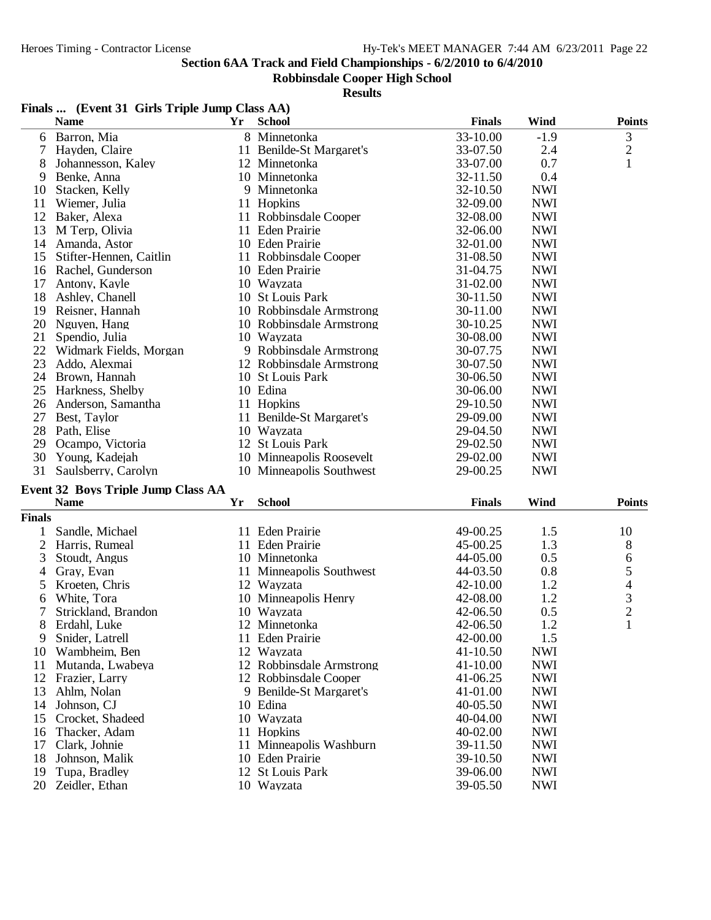**Section 6AA Track and Field Championships - 6/2/2010 to 6/4/2010**

**Robbinsdale Cooper High School**

**Results**

### Finals ... (Event 31 Girls Triple Jump Class AA)

| | Name | Yr | School | Finals | Wind | Points |
|---|---|---|---|---|---|---|
| 6 | Barron, Mia | 8 | Minnetonka | 33-10.00 | -1.9 | 3 |
| 7 | Hayden, Claire | 11 | Benilde-St Margaret's | 33-07.50 | 2.4 | 2 |
| 8 | Johannesson, Kaley | 12 | Minnetonka | 33-07.00 | 0.7 | 1 |
| 9 | Benke, Anna | 10 | Minnetonka | 32-11.50 | 0.4 | |
| 10 | Stacken, Kelly | 9 | Minnetonka | 32-10.50 | NWI | |
| 11 | Wiemer, Julia | 11 | Hopkins | 32-09.00 | NWI | |
| 12 | Baker, Alexa | 11 | Robbinsdale Cooper | 32-08.00 | NWI | |
| 13 | M Terp, Olivia | 11 | Eden Prairie | 32-06.00 | NWI | |
| 14 | Amanda, Astor | 10 | Eden Prairie | 32-01.00 | NWI | |
| 15 | Stifter-Hennen, Caitlin | 11 | Robbinsdale Cooper | 31-08.50 | NWI | |
| 16 | Rachel, Gunderson | 10 | Eden Prairie | 31-04.75 | NWI | |
| 17 | Antony, Kayle | 10 | Wayzata | 31-02.00 | NWI | |
| 18 | Ashley, Chanell | 10 | St Louis Park | 30-11.50 | NWI | |
| 19 | Reisner, Hannah | 10 | Robbinsdale Armstrong | 30-11.00 | NWI | |
| 20 | Nguyen, Hang | 10 | Robbinsdale Armstrong | 30-10.25 | NWI | |
| 21 | Spendio, Julia | 10 | Wayzata | 30-08.00 | NWI | |
| 22 | Widmark Fields, Morgan | 9 | Robbinsdale Armstrong | 30-07.75 | NWI | |
| 23 | Addo, Alexmai | 12 | Robbinsdale Armstrong | 30-07.50 | NWI | |
| 24 | Brown, Hannah | 10 | St Louis Park | 30-06.50 | NWI | |
| 25 | Harkness, Shelby | 10 | Edina | 30-06.00 | NWI | |
| 26 | Anderson, Samantha | 11 | Hopkins | 29-10.50 | NWI | |
| 27 | Best, Taylor | 11 | Benilde-St Margaret's | 29-09.00 | NWI | |
| 28 | Path, Elise | 10 | Wayzata | 29-04.50 | NWI | |
| 29 | Ocampo, Victoria | 12 | St Louis Park | 29-02.50 | NWI | |
| 30 | Young, Kadejah | 10 | Minneapolis Roosevelt | 29-02.00 | NWI | |
| 31 | Saulsberry, Carolyn | 10 | Minneapolis Southwest | 29-00.25 | NWI | |

### Event 32 Boys Triple Jump Class AA

| | Name | Yr | School | Finals | Wind | Points |
|---|---|---|---|---|---|---|
| **Finals** | | | | | | |
| 1 | Sandle, Michael | 11 | Eden Prairie | 49-00.25 | 1.5 | 10 |
| 2 | Harris, Rumeal | 11 | Eden Prairie | 45-00.25 | 1.3 | 8 |
| 3 | Stoudt, Angus | 10 | Minnetonka | 44-05.00 | 0.5 | 6 |
| 4 | Gray, Evan | 11 | Minneapolis Southwest | 44-03.50 | 0.8 | 5 |
| 5 | Kroeten, Chris | 12 | Wayzata | 42-10.00 | 1.2 | 4 |
| 6 | White, Tora | 10 | Minneapolis Henry | 42-08.00 | 1.2 | 3 |
| 7 | Strickland, Brandon | 10 | Wayzata | 42-06.50 | 0.5 | 2 |
| 8 | Erdahl, Luke | 12 | Minnetonka | 42-06.50 | 1.2 | 1 |
| 9 | Snider, Latrell | 11 | Eden Prairie | 42-00.00 | 1.5 | |
| 10 | Wambheim, Ben | 12 | Wayzata | 41-10.50 | NWI | |
| 11 | Mutanda, Lwabeya | 12 | Robbinsdale Armstrong | 41-10.00 | NWI | |
| 12 | Frazier, Larry | 12 | Robbinsdale Cooper | 41-06.25 | NWI | |
| 13 | Ahlm, Nolan | 9 | Benilde-St Margaret's | 41-01.00 | NWI | |
| 14 | Johnson, CJ | 10 | Edina | 40-05.50 | NWI | |
| 15 | Crocket, Shadeed | 10 | Wayzata | 40-04.00 | NWI | |
| 16 | Thacker, Adam | 11 | Hopkins | 40-02.00 | NWI | |
| 17 | Clark, Johnie | 11 | Minneapolis Washburn | 39-11.50 | NWI | |
| 18 | Johnson, Malik | 10 | Eden Prairie | 39-10.50 | NWI | |
| 19 | Tupa, Bradley | 12 | St Louis Park | 39-06.00 | NWI | |
| 20 | Zeidler, Ethan | 10 | Wayzata | 39-05.50 | NWI | |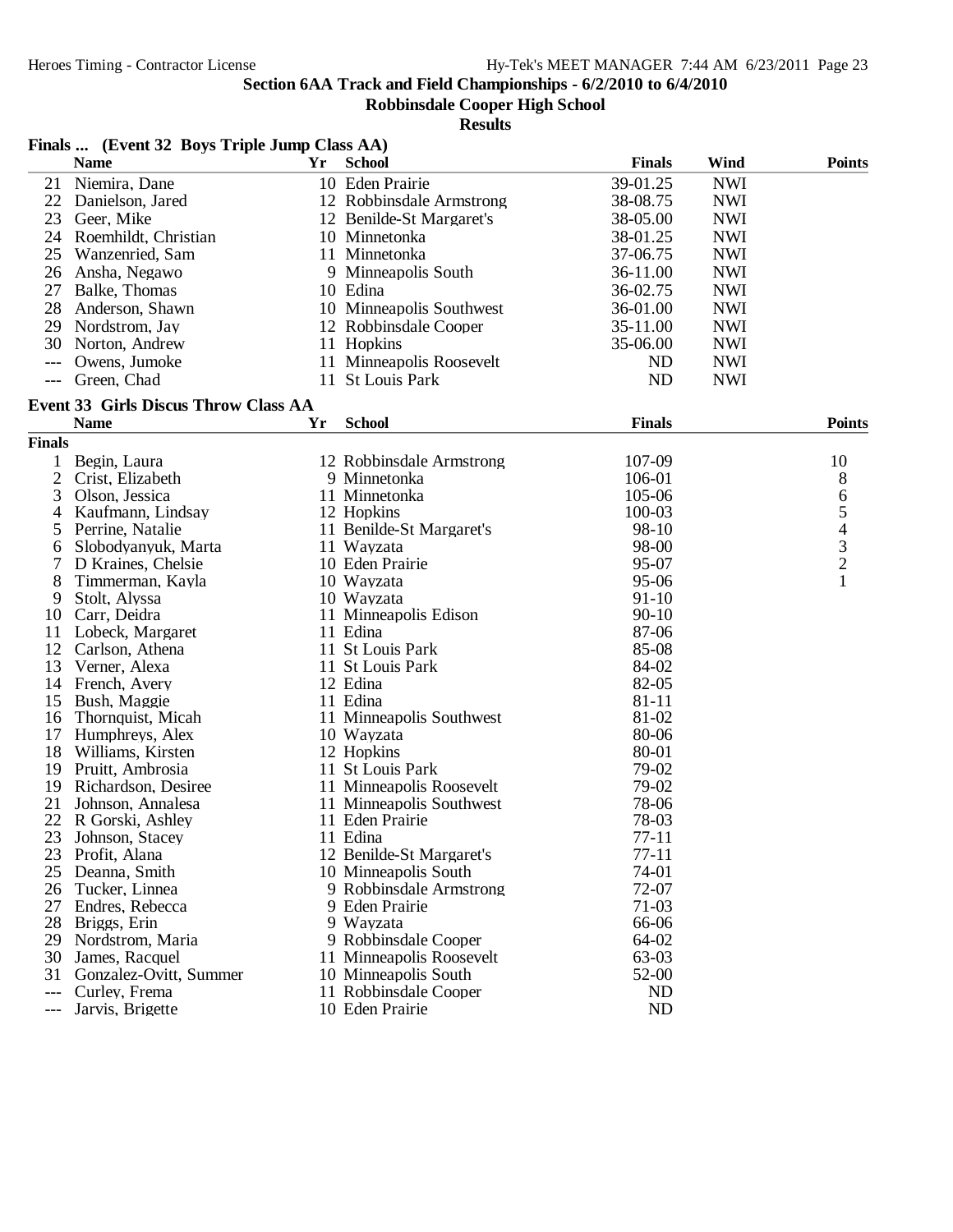**Section 6AA Track and Field Championships - 6/2/2010 to 6/4/2010**

**Robbinsdale Cooper High School**

**Results**

### Finals ... (Event 32 Boys Triple Jump Class AA)

| | Name | Yr | School | Finals | Wind | Points |
|---|---|---|---|---|---|---|
| 21 | Niemira, Dane | 10 | Eden Prairie | 39-01.25 | NWI | |
| 22 | Danielson, Jared | 12 | Robbinsdale Armstrong | 38-08.75 | NWI | |
| 23 | Geer, Mike | 12 | Benilde-St Margaret's | 38-05.00 | NWI | |
| 24 | Roemhildt, Christian | 10 | Minnetonka | 38-01.25 | NWI | |
| 25 | Wanzenried, Sam | 11 | Minnetonka | 37-06.75 | NWI | |
| 26 | Ansha, Negawo | 9 | Minneapolis South | 36-11.00 | NWI | |
| 27 | Balke, Thomas | 10 | Edina | 36-02.75 | NWI | |
| 28 | Anderson, Shawn | 10 | Minneapolis Southwest | 36-01.00 | NWI | |
| 29 | Nordstrom, Jay | 12 | Robbinsdale Cooper | 35-11.00 | NWI | |
| 30 | Norton, Andrew | 11 | Hopkins | 35-06.00 | NWI | |
| --- | Owens, Jumoke | 11 | Minneapolis Roosevelt | ND | NWI | |
| --- | Green, Chad | 11 | St Louis Park | ND | NWI | |

### Event 33 Girls Discus Throw Class AA

| | Name | Yr | School | Finals | Points |
|---|---|---|---|---|---|
| **Finals** | | | | | |
| 1 | Begin, Laura | 12 | Robbinsdale Armstrong | 107-09 | 10 |
| 2 | Crist, Elizabeth | 9 | Minnetonka | 106-01 | 8 |
| 3 | Olson, Jessica | 11 | Minnetonka | 105-06 | 6 |
| 4 | Kaufmann, Lindsay | 12 | Hopkins | 100-03 | 5 |
| 5 | Perrine, Natalie | 11 | Benilde-St Margaret's | 98-10 | 4 |
| 6 | Slobodyanyuk, Marta | 11 | Wayzata | 98-00 | 3 |
| 7 | D Kraines, Chelsie | 10 | Eden Prairie | 95-07 | 2 |
| 8 | Timmerman, Kayla | 10 | Wayzata | 95-06 | 1 |
| 9 | Stolt, Alyssa | 10 | Wayzata | 91-10 | |
| 10 | Carr, Deidra | 11 | Minneapolis Edison | 90-10 | |
| 11 | Lobeck, Margaret | 11 | Edina | 87-06 | |
| 12 | Carlson, Athena | 11 | St Louis Park | 85-08 | |
| 13 | Verner, Alexa | 11 | St Louis Park | 84-02 | |
| 14 | French, Avery | 12 | Edina | 82-05 | |
| 15 | Bush, Maggie | 11 | Edina | 81-11 | |
| 16 | Thornquist, Micah | 11 | Minneapolis Southwest | 81-02 | |
| 17 | Humphreys, Alex | 10 | Wayzata | 80-06 | |
| 18 | Williams, Kirsten | 12 | Hopkins | 80-01 | |
| 19 | Pruitt, Ambrosia | 11 | St Louis Park | 79-02 | |
| 19 | Richardson, Desiree | 11 | Minneapolis Roosevelt | 79-02 | |
| 21 | Johnson, Annalesa | 11 | Minneapolis Southwest | 78-06 | |
| 22 | R Gorski, Ashley | 11 | Eden Prairie | 78-03 | |
| 23 | Johnson, Stacey | 11 | Edina | 77-11 | |
| 23 | Profit, Alana | 12 | Benilde-St Margaret's | 77-11 | |
| 25 | Deanna, Smith | 10 | Minneapolis South | 74-01 | |
| 26 | Tucker, Linnea | 9 | Robbinsdale Armstrong | 72-07 | |
| 27 | Endres, Rebecca | 9 | Eden Prairie | 71-03 | |
| 28 | Briggs, Erin | 9 | Wayzata | 66-06 | |
| 29 | Nordstrom, Maria | 9 | Robbinsdale Cooper | 64-02 | |
| 30 | James, Racquel | 11 | Minneapolis Roosevelt | 63-03 | |
| 31 | Gonzalez-Ovitt, Summer | 10 | Minneapolis South | 52-00 | |
| --- | Curley, Frema | 11 | Robbinsdale Cooper | ND | |
| --- | Jarvis, Brigette | 10 | Eden Prairie | ND | |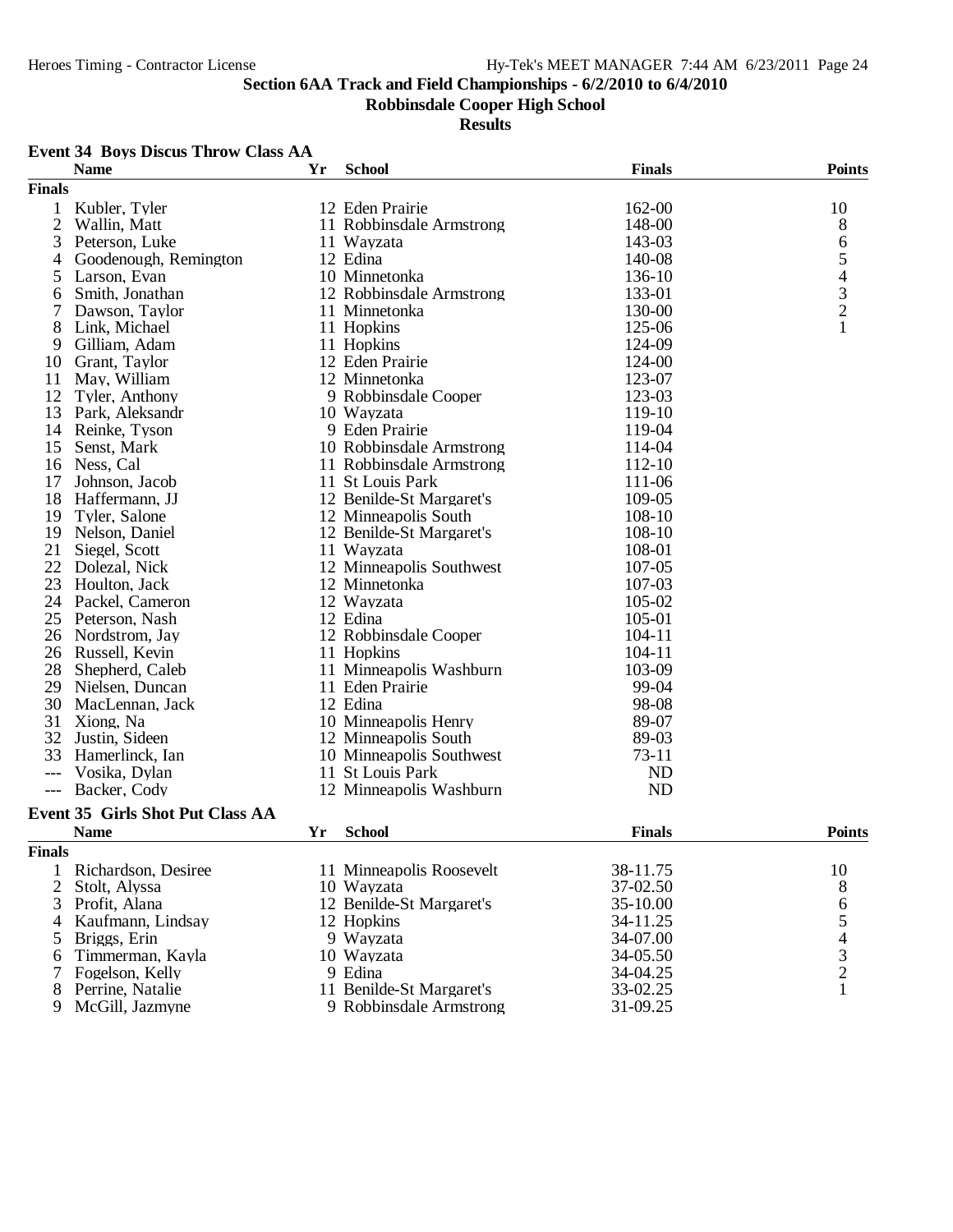## Section 6AA Track and Field Championships - 6/2/2010 to 6/4/2010

### Robbinsdale Cooper High School

### Results

#### Event 34 Boys Discus Throw Class AA

| | Name | Yr | School | Finals | Points |
|---|---|---|---|---|---|
| **Finals** | | | | | |
| 1 | Kubler, Tyler | 12 | Eden Prairie | 162-00 | 10 |
| 2 | Wallin, Matt | 11 | Robbinsdale Armstrong | 148-00 | 8 |
| 3 | Peterson, Luke | 11 | Wayzata | 143-03 | 6 |
| 4 | Goodenough, Remington | 12 | Edina | 140-08 | 5 |
| 5 | Larson, Evan | 10 | Minnetonka | 136-10 | 4 |
| 6 | Smith, Jonathan | 12 | Robbinsdale Armstrong | 133-01 | 3 |
| 7 | Dawson, Taylor | 11 | Minnetonka | 130-00 | 2 |
| 8 | Link, Michael | 11 | Hopkins | 125-06 | 1 |
| 9 | Gilliam, Adam | 11 | Hopkins | 124-09 | |
| 10 | Grant, Taylor | 12 | Eden Prairie | 124-00 | |
| 11 | May, William | 12 | Minnetonka | 123-07 | |
| 12 | Tyler, Anthony | 9 | Robbinsdale Cooper | 123-03 | |
| 13 | Park, Aleksandr | 10 | Wayzata | 119-10 | |
| 14 | Reinke, Tyson | 9 | Eden Prairie | 119-04 | |
| 15 | Senst, Mark | 10 | Robbinsdale Armstrong | 114-04 | |
| 16 | Ness, Cal | 11 | Robbinsdale Armstrong | 112-10 | |
| 17 | Johnson, Jacob | 11 | St Louis Park | 111-06 | |
| 18 | Haffermann, JJ | 12 | Benilde-St Margaret's | 109-05 | |
| 19 | Tyler, Salone | 12 | Minneapolis South | 108-10 | |
| 19 | Nelson, Daniel | 12 | Benilde-St Margaret's | 108-10 | |
| 21 | Siegel, Scott | 11 | Wayzata | 108-01 | |
| 22 | Dolezal, Nick | 12 | Minneapolis Southwest | 107-05 | |
| 23 | Houlton, Jack | 12 | Minnetonka | 107-03 | |
| 24 | Packel, Cameron | 12 | Wayzata | 105-02 | |
| 25 | Peterson, Nash | 12 | Edina | 105-01 | |
| 26 | Nordstrom, Jay | 12 | Robbinsdale Cooper | 104-11 | |
| 26 | Russell, Kevin | 11 | Hopkins | 104-11 | |
| 28 | Shepherd, Caleb | 11 | Minneapolis Washburn | 103-09 | |
| 29 | Nielsen, Duncan | 11 | Eden Prairie | 99-04 | |
| 30 | MacLennan, Jack | 12 | Edina | 98-08 | |
| 31 | Xiong, Na | 10 | Minneapolis Henry | 89-07 | |
| 32 | Justin, Sideen | 12 | Minneapolis South | 89-03 | |
| 33 | Hamerlinck, Ian | 10 | Minneapolis Southwest | 73-11 | |
| --- | Vosika, Dylan | 11 | St Louis Park | ND | |
| --- | Backer, Cody | 12 | Minneapolis Washburn | ND | |

#### Event 35 Girls Shot Put Class AA

| | Name | Yr | School | Finals | Points |
|---|---|---|---|---|---|
| **Finals** | | | | | |
| 1 | Richardson, Desiree | 11 | Minneapolis Roosevelt | 38-11.75 | 10 |
| 2 | Stolt, Alyssa | 10 | Wayzata | 37-02.50 | 8 |
| 3 | Profit, Alana | 12 | Benilde-St Margaret's | 35-10.00 | 6 |
| 4 | Kaufmann, Lindsay | 12 | Hopkins | 34-11.25 | 5 |
| 5 | Briggs, Erin | 9 | Wayzata | 34-07.00 | 4 |
| 6 | Timmerman, Kayla | 10 | Wayzata | 34-05.50 | 3 |
| 7 | Fogelson, Kelly | 9 | Edina | 34-04.25 | 2 |
| 8 | Perrine, Natalie | 11 | Benilde-St Margaret's | 33-02.25 | 1 |
| 9 | McGill, Jazmyne | 9 | Robbinsdale Armstrong | 31-09.25 | |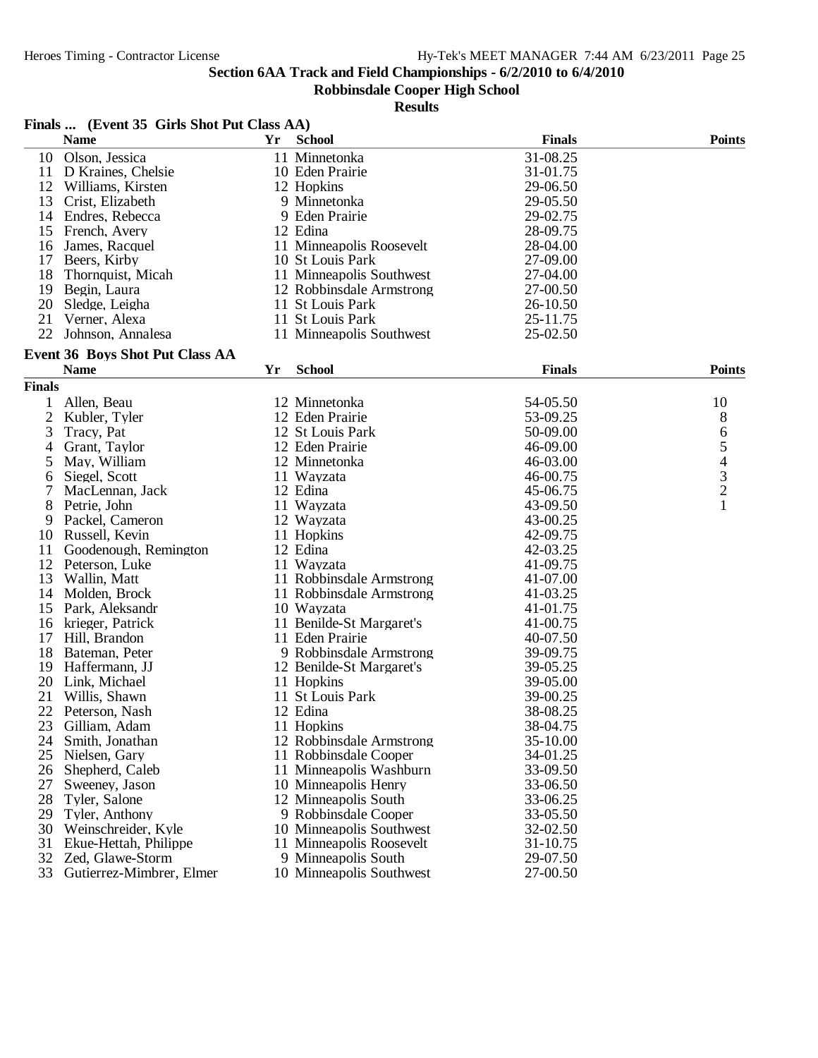**Section 6AA Track and Field Championships - 6/2/2010 to 6/4/2010**

**Robbinsdale Cooper High School**

**Results**

### Finals ... (Event 35 Girls Shot Put Class AA)

| | Name | Yr | School | Finals | Points |
|---|---|---|---|---|---|
| 10 | Olson, Jessica | 11 | Minnetonka | 31-08.25 | |
| 11 | D Kraines, Chelsie | 10 | Eden Prairie | 31-01.75 | |
| 12 | Williams, Kirsten | 12 | Hopkins | 29-06.50 | |
| 13 | Crist, Elizabeth | 9 | Minnetonka | 29-05.50 | |
| 14 | Endres, Rebecca | 9 | Eden Prairie | 29-02.75 | |
| 15 | French, Avery | 12 | Edina | 28-09.75 | |
| 16 | James, Racquel | 11 | Minneapolis Roosevelt | 28-04.00 | |
| 17 | Beers, Kirby | 10 | St Louis Park | 27-09.00 | |
| 18 | Thornquist, Micah | 11 | Minneapolis Southwest | 27-04.00 | |
| 19 | Begin, Laura | 12 | Robbinsdale Armstrong | 27-00.50 | |
| 20 | Sledge, Leigha | 11 | St Louis Park | 26-10.50 | |
| 21 | Verner, Alexa | 11 | St Louis Park | 25-11.75 | |
| 22 | Johnson, Annalesa | 11 | Minneapolis Southwest | 25-02.50 | |

### Event 36 Boys Shot Put Class AA

**Finals**

| | Name | Yr | School | Finals | Points |
|---|---|---|---|---|---|
| 1 | Allen, Beau | 12 | Minnetonka | 54-05.50 | 10 |
| 2 | Kubler, Tyler | 12 | Eden Prairie | 53-09.25 | 8 |
| 3 | Tracy, Pat | 12 | St Louis Park | 50-09.00 | 6 |
| 4 | Grant, Taylor | 12 | Eden Prairie | 46-09.00 | 5 |
| 5 | May, William | 12 | Minnetonka | 46-03.00 | 4 |
| 6 | Siegel, Scott | 11 | Wayzata | 46-00.75 | 3 |
| 7 | MacLennan, Jack | 12 | Edina | 45-06.75 | 2 |
| 8 | Petrie, John | 11 | Wayzata | 43-09.50 | 1 |
| 9 | Packel, Cameron | 12 | Wayzata | 43-00.25 | |
| 10 | Russell, Kevin | 11 | Hopkins | 42-09.75 | |
| 11 | Goodenough, Remington | 12 | Edina | 42-03.25 | |
| 12 | Peterson, Luke | 11 | Wayzata | 41-09.75 | |
| 13 | Wallin, Matt | 11 | Robbinsdale Armstrong | 41-07.00 | |
| 14 | Molden, Brock | 11 | Robbinsdale Armstrong | 41-03.25 | |
| 15 | Park, Aleksandr | 10 | Wayzata | 41-01.75 | |
| 16 | krieger, Patrick | 11 | Benilde-St Margaret's | 41-00.75 | |
| 17 | Hill, Brandon | 11 | Eden Prairie | 40-07.50 | |
| 18 | Bateman, Peter | 9 | Robbinsdale Armstrong | 39-09.75 | |
| 19 | Haffermann, JJ | 12 | Benilde-St Margaret's | 39-05.25 | |
| 20 | Link, Michael | 11 | Hopkins | 39-05.00 | |
| 21 | Willis, Shawn | 11 | St Louis Park | 39-00.25 | |
| 22 | Peterson, Nash | 12 | Edina | 38-08.25 | |
| 23 | Gilliam, Adam | 11 | Hopkins | 38-04.75 | |
| 24 | Smith, Jonathan | 12 | Robbinsdale Armstrong | 35-10.00 | |
| 25 | Nielsen, Gary | 11 | Robbinsdale Cooper | 34-01.25 | |
| 26 | Shepherd, Caleb | 11 | Minneapolis Washburn | 33-09.50 | |
| 27 | Sweeney, Jason | 10 | Minneapolis Henry | 33-06.50 | |
| 28 | Tyler, Salone | 12 | Minneapolis South | 33-06.25 | |
| 29 | Tyler, Anthony | 9 | Robbinsdale Cooper | 33-05.50 | |
| 30 | Weinschreider, Kyle | 10 | Minneapolis Southwest | 32-02.50 | |
| 31 | Ekue-Hettah, Philippe | 11 | Minneapolis Roosevelt | 31-10.75 | |
| 32 | Zed, Glawe-Storm | 9 | Minneapolis South | 29-07.50 | |
| 33 | Gutierrez-Mimbrer, Elmer | 10 | Minneapolis Southwest | 27-00.50 | |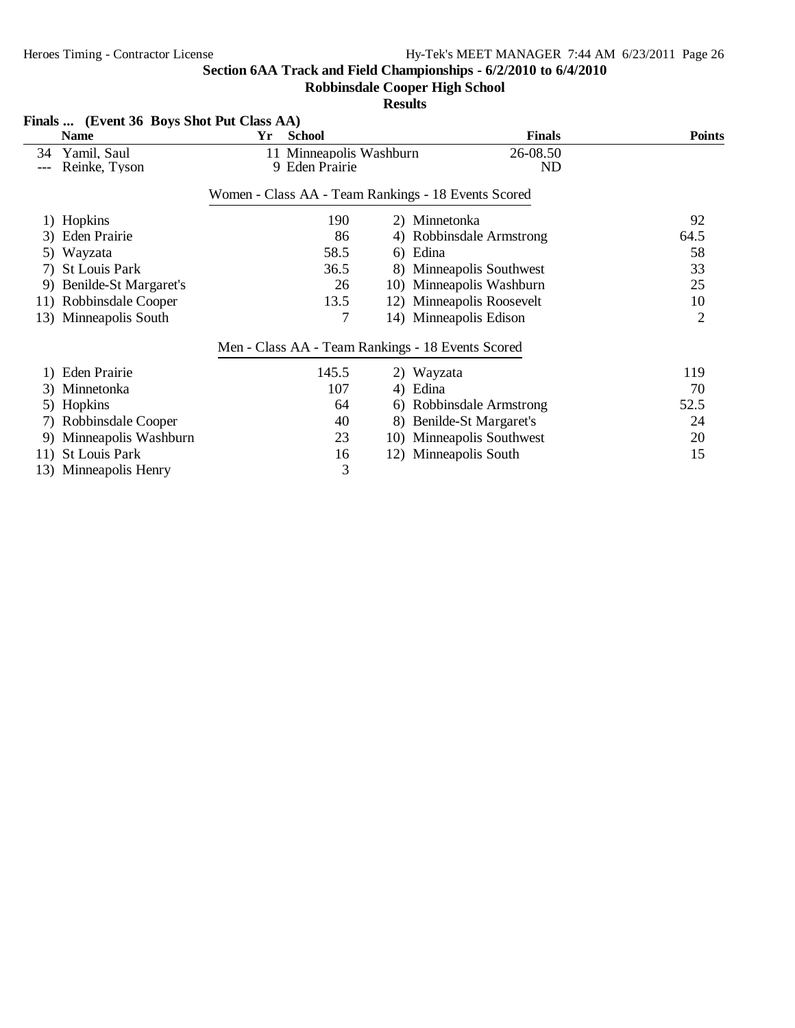Section 6AA Track and Field Championships - 6/2/2010 to 6/4/2010

Robbinsdale Cooper High School

Results

**Finals ... (Event 36 Boys Shot Put Class AA)**

| | Name | Yr | School | Finals | Points |
|---|---|---|---|---|---|
| 34 | Yamil, Saul | 11 | Minneapolis Washburn | 26-08.50 | |
| --- | Reinke, Tyson | 9 | Eden Prairie | ND | |

**Women - Class AA - Team Rankings - 18 Events Scored**

| | | | | | |
|---|---|---|---|---|---|
| 1) | Hopkins | 190 | 2) | Minnetonka | 92 |
| 3) | Eden Prairie | 86 | 4) | Robbinsdale Armstrong | 64.5 |
| 5) | Wayzata | 58.5 | 6) | Edina | 58 |
| 7) | St Louis Park | 36.5 | 8) | Minneapolis Southwest | 33 |
| 9) | Benilde-St Margaret's | 26 | 10) | Minneapolis Washburn | 25 |
| 11) | Robbinsdale Cooper | 13.5 | 12) | Minneapolis Roosevelt | 10 |
| 13) | Minneapolis South | 7 | 14) | Minneapolis Edison | 2 |

**Men - Class AA - Team Rankings - 18 Events Scored**

| | | | | | |
|---|---|---|---|---|---|
| 1) | Eden Prairie | 145.5 | 2) | Wayzata | 119 |
| 3) | Minnetonka | 107 | 4) | Edina | 70 |
| 5) | Hopkins | 64 | 6) | Robbinsdale Armstrong | 52.5 |
| 7) | Robbinsdale Cooper | 40 | 8) | Benilde-St Margaret's | 24 |
| 9) | Minneapolis Washburn | 23 | 10) | Minneapolis Southwest | 20 |
| 11) | St Louis Park | 16 | 12) | Minneapolis South | 15 |
| 13) | Minneapolis Henry | 3 | | | |